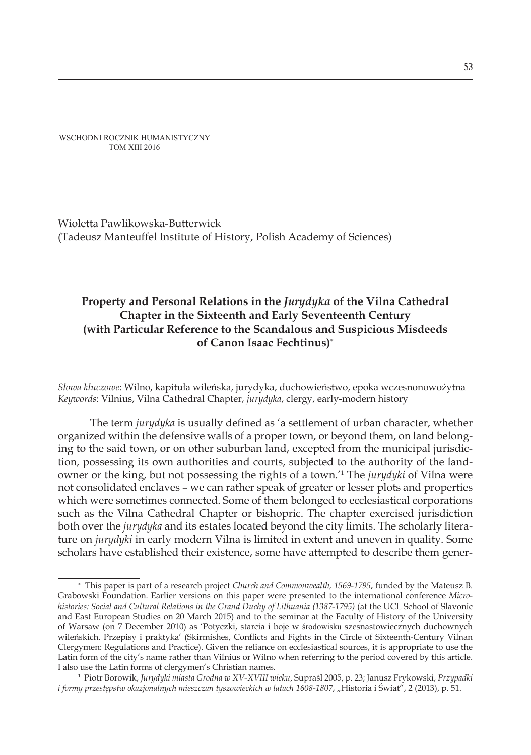WSCHODNI ROCZNIK HUMANISTYCZNY
TOM XIII 2016

Wioletta Pawlikowska-Butterwick
(Tadeusz Manteuffel Institute of History, Polish Academy of Sciences)

# Property and Personal Relations in the *Jurydyka* of the Vilna Cathedral Chapter in the Sixteenth and Early Seventeenth Century (with Particular Reference to the Scandalous and Suspicious Misdeeds of Canon Isaac Fechtinus)*

*Słowa kluczowe*: Wilno, kapituła wileńska, jurydyka, duchowieństwo, epoka wczesnonowożytna
*Keywords*: Vilnius, Vilna Cathedral Chapter, *jurydyka*, clergy, early-modern history

The term *jurydyka* is usually defined as 'a settlement of urban character, whether organized within the defensive walls of a proper town, or beyond them, on land belonging to the said town, or on other suburban land, excepted from the municipal jurisdiction, possessing its own authorities and courts, subjected to the authority of the landowner or the king, but not possessing the rights of a town.'[1] The *jurydyki* of Vilna were not consolidated enclaves – we can rather speak of greater or lesser plots and properties which were sometimes connected. Some of them belonged to ecclesiastical corporations such as the Vilna Cathedral Chapter or bishopric. The chapter exercised jurisdiction both over the *jurydyka* and its estates located beyond the city limits. The scholarly literature on *jurydyki* in early modern Vilna is limited in extent and uneven in quality. Some scholars have established their existence, some have attempted to describe them gener-

---

\* This paper is part of a research project *Church and Commonwealth, 1569-1795*, funded by the Mateusz B. Grabowski Foundation. Earlier versions on this paper were presented to the international conference *Micro-histories: Social and Cultural Relations in the Grand Duchy of Lithuania (1387-1795)* (at the UCL School of Slavonic and East European Studies on 20 March 2015) and to the seminar at the Faculty of History of the University of Warsaw (on 7 December 2010) as 'Potyczki, starcia i boje w środowisku szesnastowiecznych duchownych wileńskich. Przepisy i praktyka' (Skirmishes, Conflicts and Fights in the Circle of Sixteenth-Century Vilnan Clergymen: Regulations and Practice). Given the reliance on ecclesiastical sources, it is appropriate to use the Latin form of the city's name rather than Vilnius or Wilno when referring to the period covered by this article. I also use the Latin forms of clergymen's Christian names.

[1] Piotr Borowik, *Jurydyki miasta Grodna w XV-XVIII wieku*, Supraśl 2005, p. 23; Janusz Frykowski, *Przypadki i formy przestępstw okazjonalnych mieszczan tyszowieckich w latach 1608-1807*, „Historia i Świat", 2 (2013), p. 51.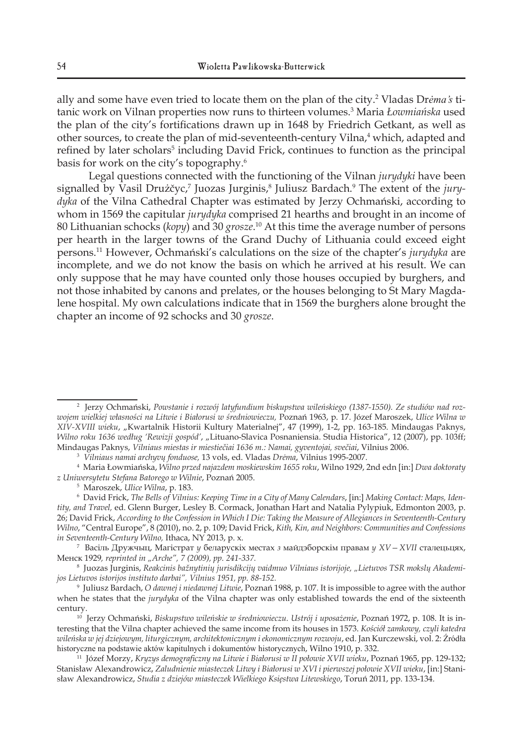ally and some have even tried to locate them on the plan of the city.[2] Vladas Drėma's titanic work on Vilnan properties now runs to thirteen volumes.[3] Maria Łowmiańska used the plan of the city's fortifications drawn up in 1648 by Friedrich Getkant, as well as other sources, to create the plan of mid-seventeenth-century Vilna,[4] which, adapted and refined by later scholars[5] including David Frick, continues to function as the principal basis for work on the city's topography.[6]

Legal questions connected with the functioning of the Vilnan *jurydyki* have been signalled by Vasil Družčyc,[7] Juozas Jurginis,[8] Juliusz Bardach.[9] The extent of the *jurydyka* of the Vilna Cathedral Chapter was estimated by Jerzy Ochmański, according to whom in 1569 the capitular *jurydyka* comprised 21 hearths and brought in an income of 80 Lithuanian schocks (*kopy*) and 30 *grosze*.[10] At this time the average number of persons per hearth in the larger towns of the Grand Duchy of Lithuania could exceed eight persons.[11] However, Ochmański's calculations on the size of the chapter's *jurydyka* are incomplete, and we do not know the basis on which he arrived at his result. We can only suppose that he may have counted only those houses occupied by burghers, and not those inhabited by canons and prelates, or the houses belonging to St Mary Magdalene hospital. My own calculations indicate that in 1569 the burghers alone brought the chapter an income of 92 schocks and 30 *grosze*.

---

[2] Jerzy Ochmański, *Powstanie i rozwój latyfundium biskupstwa wileńskiego (1387-1550). Ze studiów nad rozwojem wielkiej własności na Litwie i Białorusi w średniowieczu,* Poznań 1963, p. 17. Józef Maroszek, *Ulice Wilna w XIV-XVIII wieku*, „Kwartalnik Historii Kultury Materialnej", 47 (1999), 1-2, pp. 163-185. Mindaugas Paknys, *Wilno roku 1636 według 'Rewizji gospód'*, „Lituano-Slavica Posnaniensia. Studia Historica", 12 (2007), pp. 103ff; Mindaugas Paknys, *Vilniaus miestas ir miestiečiai 1636 m.: Namai, gyventojai, svečiai*, Vilnius 2006.

[3] *Vilniaus namai archyvų fonduose,* 13 vols, ed. Vladas Drėma, Vilnius 1995-2007.

[4] Maria Łowmiańska, *Wilno przed najazdem moskiewskim 1655 roku*, Wilno 1929, 2nd edn [in:] *Dwa doktoraty z Uniwersytetu Stefana Batorego w Wilnie*, Poznań 2005.

[5] Maroszek, *Ulice Wilna*, p. 183.

[6] David Frick, *The Bells of Vilnius: Keeping Time in a City of Many Calendars*, [in:] *Making Contact: Maps, Identity, and Travel,* ed. Glenn Burger, Lesley B. Cormack, Jonathan Hart and Natalia Pylypiuk, Edmonton 2003, p. 26; David Frick, *According to the Confession in Which I Die: Taking the Measure of Allegiances in Seventeenth-Century Wilno*, "Central Europe", 8 (2010), no. 2, p. 109; David Frick, *Kith, Kin, and Neighbors: Communities and Confessions in Seventeenth-Century Wilno,* Ithaca, NY 2013, p. x.

[7] Васіль Дружчыц, Магістрат у беларускіх местах з майдэборскім правам *у XV – XVII* сталецьцях, Менск 1929*, reprinted in „Arche", 7 (2009), pp. 241-337.*

[8] Juozas Jurginis, *Reakcinis bažnytinių jurisdikcijų vaidmuo Vilniaus istorijoje, „Lietuvos TSR mokslų Akademijos Lietuvos istorijos instituto darbai", Vilnius 1951, pp. 88-152.*

[9] Juliusz Bardach, *O dawnej i niedawnej Litwie*, Poznań 1988, p. 107. It is impossible to agree with the author when he states that the *jurydyka* of the Vilna chapter was only established towards the end of the sixteenth century.

[10] Jerzy Ochmański, *Biskupstwo wileńskie w średniowieczu. Ustrój i uposażenie*, Poznań 1972, p. 108. It is interesting that the Vilna chapter achieved the same income from its houses in 1573. *Kościół zamkowy, czyli katedra wileńska w jej dziejowym, liturgicznym, architektonicznym i ekonomicznym rozwoju*, ed. Jan Kurczewski, vol. 2: Źródła historyczne na podstawie aktów kapitulnych i dokumentów historycznych, Wilno 1910, p. 332.

[11] Józef Morzy, *Kryzys demograficzny na Litwie i Białorusi w II połowie XVII wieku*, Poznań 1965, pp. 129-132; Stanisław Alexandrowicz, *Zaludnienie miasteczek Litwy i Białorusi w XVI i pierwszej połowie XVII wieku*, [in:] Stanisław Alexandrowicz, *Studia z dziejów miasteczek Wielkiego Księstwa Litewskiego*, Toruń 2011, pp. 133-134.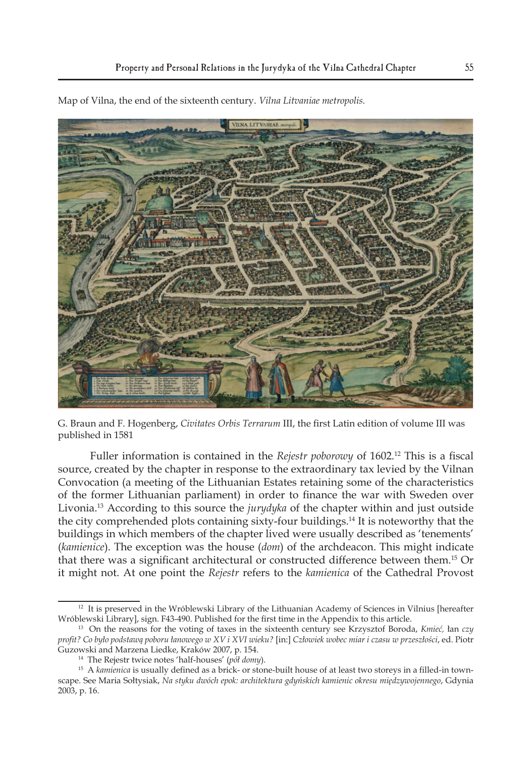Map of Vilna, the end of the sixteenth century. *Vilna Litvaniae metropolis.*

G. Braun and F. Hogenberg, *Civitates Orbis Terrarum* III, the first Latin edition of volume III was published in 1581

Fuller information is contained in the *Rejestr poborowy* of 1602.[12] This is a fiscal source, created by the chapter in response to the extraordinary tax levied by the Vilnan Convocation (a meeting of the Lithuanian Estates retaining some of the characteristics of the former Lithuanian parliament) in order to finance the war with Sweden over Livonia.[13] According to this source the *jurydyka* of the chapter within and just outside the city comprehended plots containing sixty-four buildings.[14] It is noteworthy that the buildings in which members of the chapter lived were usually described as 'tenements' (*kamienice*). The exception was the house (*dom*) of the archdeacon. This might indicate that there was a significant architectural or constructed difference between them.[15] Or it might not. At one point the *Rejestr* refers to the *kamienica* of the Cathedral Provost

---

[12] It is preserved in the Wróblewski Library of the Lithuanian Academy of Sciences in Vilnius [hereafter Wróblewski Library], sign. F43-490. Published for the first time in the Appendix to this article.

[13] On the reasons for the voting of taxes in the sixteenth century see Krzysztof Boroda, *Kmieć,* łan *czy profit? Co było podstawą poboru łanowego w XV i XVI wieku?* [in:] *Człowiek wobec miar i czasu w przeszłości*, ed. Piotr Guzowski and Marzena Liedke, Kraków 2007, p. 154.

[14] The Rejestr twice notes 'half-houses' (*pół domy*).

[15] A *kamienica* is usually defined as a brick- or stone-built house of at least two storeys in a filled-in townscape. See Maria Sołtysiak, *Na styku dwóch epok: architektura gdyńskich kamienic okresu międzywojennego*, Gdynia 2003, p. 16.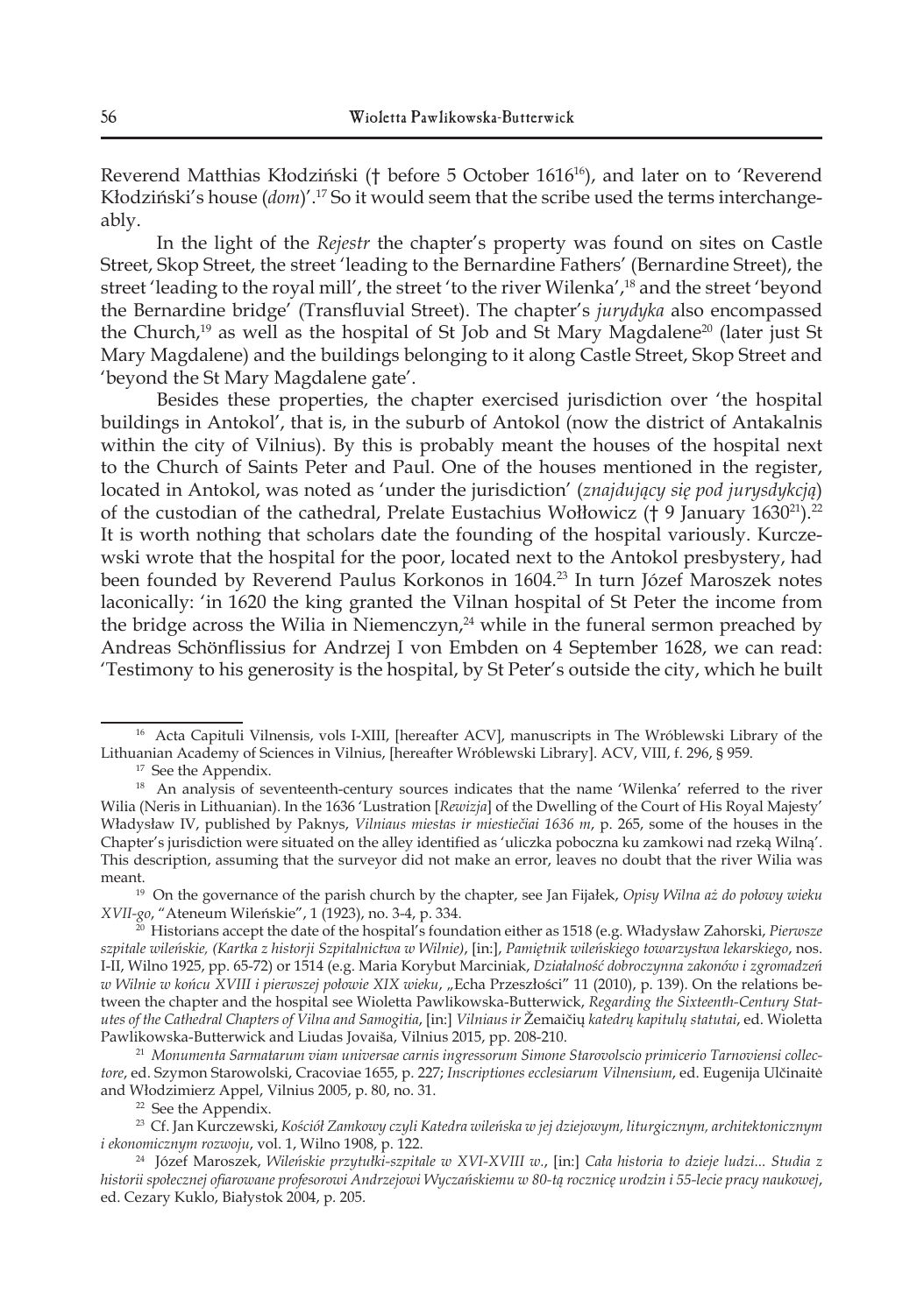Reverend Matthias Kłodziński († before 5 October 1616[16]), and later on to 'Reverend Kłodziński's house (*dom*)'.[17] So it would seem that the scribe used the terms interchangeably.

In the light of the *Rejestr* the chapter's property was found on sites on Castle Street, Skop Street, the street 'leading to the Bernardine Fathers' (Bernardine Street), the street 'leading to the royal mill', the street 'to the river Wilenka',[18] and the street 'beyond the Bernardine bridge' (Transfluvial Street). The chapter's *jurydyka* also encompassed the Church,[19] as well as the hospital of St Job and St Mary Magdalene[20] (later just St Mary Magdalene) and the buildings belonging to it along Castle Street, Skop Street and 'beyond the St Mary Magdalene gate'.

Besides these properties, the chapter exercised jurisdiction over 'the hospital buildings in Antokol', that is, in the suburb of Antokol (now the district of Antakalnis within the city of Vilnius). By this is probably meant the houses of the hospital next to the Church of Saints Peter and Paul. One of the houses mentioned in the register, located in Antokol, was noted as 'under the jurisdiction' (*znajdujący się pod jurysdykcją*) of the custodian of the cathedral, Prelate Eustachius Wołłowicz († 9 January 1630[21]).[22] It is worth nothing that scholars date the founding of the hospital variously. Kurczewski wrote that the hospital for the poor, located next to the Antokol presbystery, had been founded by Reverend Paulus Korkonos in 1604.[23] In turn Józef Maroszek notes laconically: 'in 1620 the king granted the Vilnan hospital of St Peter the income from the bridge across the Wilia in Niemenczyn,[24] while in the funeral sermon preached by Andreas Schönflissius for Andrzej I von Embden on 4 September 1628, we can read: 'Testimony to his generosity is the hospital, by St Peter's outside the city, which he built

---

[16] Acta Capituli Vilnensis, vols I-XIII, [hereafter ACV], manuscripts in The Wróblewski Library of the Lithuanian Academy of Sciences in Vilnius, [hereafter Wróblewski Library]. ACV, VIII, f. 296, § 959.

[17] See the Appendix.

[18] An analysis of seventeenth-century sources indicates that the name 'Wilenka' referred to the river Wilia (Neris in Lithuanian). In the 1636 'Lustration [*Rewizja*] of the Dwelling of the Court of His Royal Majesty' Władysław IV, published by Paknys, *Vilniaus miestas ir miestiečiai 1636 m*, p. 265, some of the houses in the Chapter's jurisdiction were situated on the alley identified as 'uliczka poboczna ku zamkowi nad rzeką Wilną'. This description, assuming that the surveyor did not make an error, leaves no doubt that the river Wilia was meant.

[19] On the governance of the parish church by the chapter, see Jan Fijałek, *Opisy Wilna aż do połowy wieku XVII-go*, "Ateneum Wileńskie", 1 (1923), no. 3-4, p. 334.

[20] Historians accept the date of the hospital's foundation either as 1518 (e.g. Władysław Zahorski, *Pierwsze szpitale wileńskie, (Kartka z historji Szpitalnictwa w Wilnie)*, [in:], *Pamiętnik wileńskiego towarzystwa lekarskiego*, nos. I-II, Wilno 1925, pp. 65-72) or 1514 (e.g. Maria Korybut Marciniak, *Działalność dobroczynna zakonów i zgromadzeń w Wilnie w końcu XVIII i pierwszej połowie XIX wieku*, „Echa Przeszłości" 11 (2010), p. 139). On the relations between the chapter and the hospital see Wioletta Pawlikowska-Butterwick, *Regarding the Sixteenth-Century Statutes of the Cathedral Chapters of Vilna and Samogitia*, [in:] *Vilniaus ir Žemaičių katedrų kapitulų statutai*, ed. Wioletta Pawlikowska-Butterwick and Liudas Jovaiša, Vilnius 2015, pp. 208-210.

[21] *Monumenta Sarmatarum viam universae carnis ingressorum Simone Starovolscio primicerio Tarnoviensi collectore*, ed. Szymon Starowolski, Cracoviae 1655, p. 227; *Inscriptiones ecclesiarum Vilnensium*, ed. Eugenija Ulčinaitė and Włodzimierz Appel, Vilnius 2005, p. 80, no. 31.

[22] See the Appendix.

[23] Cf. Jan Kurczewski, *Kościół Zamkowy czyli Katedra wileńska w jej dziejowym, liturgicznym, architektonicznym i ekonomicznym rozwoju*, vol. 1, Wilno 1908, p. 122.

[24] Józef Maroszek, *Wileńskie przytułki-szpitale w XVI-XVIII w.*, [in:] *Cała historia to dzieje ludzi... Studia z historii społecznej ofiarowane profesorowi Andrzejowi Wyczańskiemu w 80-tą rocznicę urodzin i 55-lecie pracy naukowej*, ed. Cezary Kuklo, Białystok 2004, p. 205.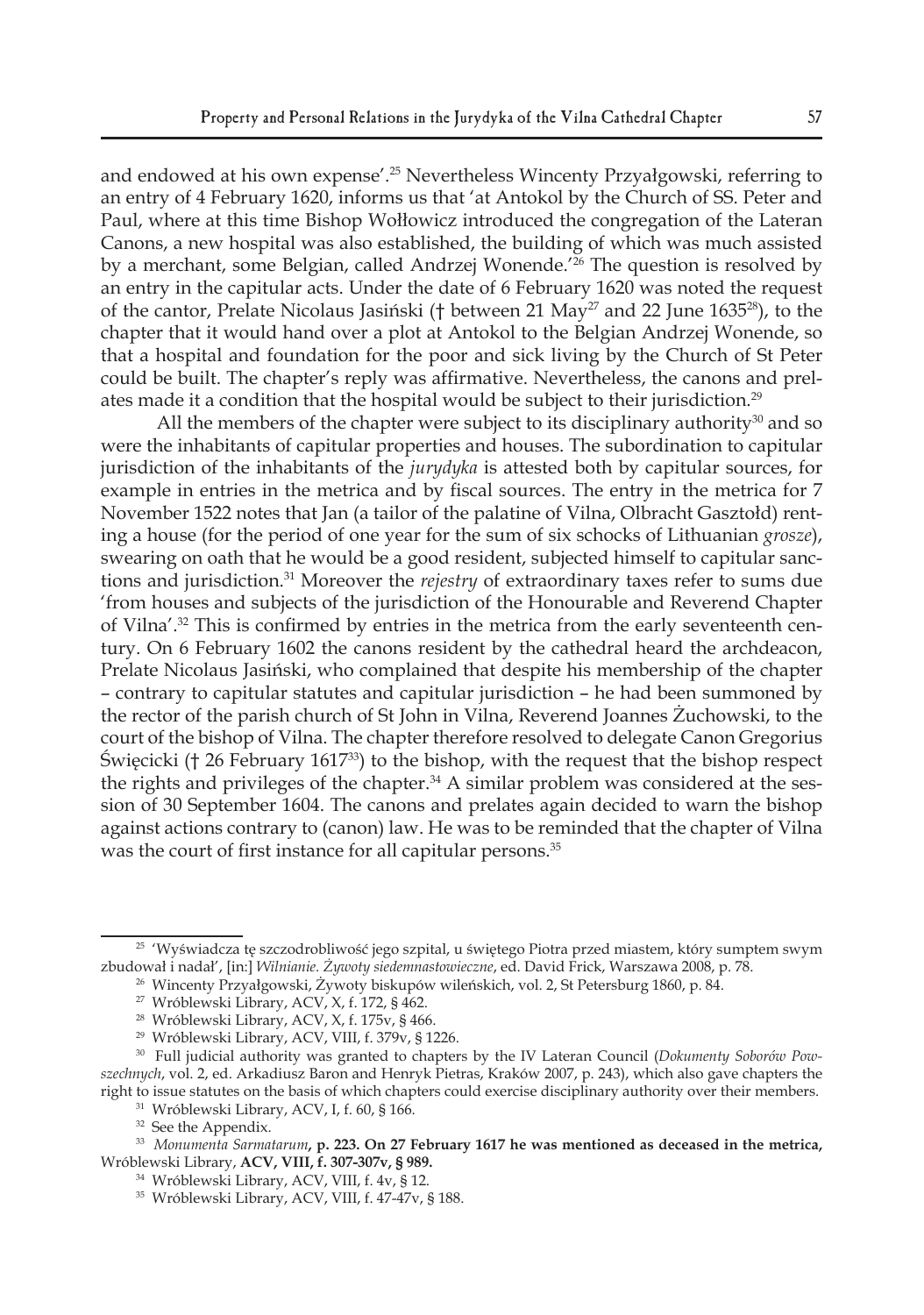and endowed at his own expense'.[25] Nevertheless Wincenty Przyałgowski, referring to an entry of 4 February 1620, informs us that 'at Antokol by the Church of SS. Peter and Paul, where at this time Bishop Wołłowicz introduced the congregation of the Lateran Canons, a new hospital was also established, the building of which was much assisted by a merchant, some Belgian, called Andrzej Wonende.'[26] The question is resolved by an entry in the capitular acts. Under the date of 6 February 1620 was noted the request of the cantor, Prelate Nicolaus Jasiński († between 21 May[27] and 22 June 1635[28]), to the chapter that it would hand over a plot at Antokol to the Belgian Andrzej Wonende, so that a hospital and foundation for the poor and sick living by the Church of St Peter could be built. The chapter's reply was affirmative. Nevertheless, the canons and prelates made it a condition that the hospital would be subject to their jurisdiction.[29]

All the members of the chapter were subject to its disciplinary authority[30] and so were the inhabitants of capitular properties and houses. The subordination to capitular jurisdiction of the inhabitants of the *jurydyka* is attested both by capitular sources, for example in entries in the metrica and by fiscal sources. The entry in the metrica for 7 November 1522 notes that Jan (a tailor of the palatine of Vilna, Olbracht Gasztołd) renting a house (for the period of one year for the sum of six schocks of Lithuanian *grosze*), swearing on oath that he would be a good resident, subjected himself to capitular sanctions and jurisdiction.[31] Moreover the *rejestry* of extraordinary taxes refer to sums due 'from houses and subjects of the jurisdiction of the Honourable and Reverend Chapter of Vilna'.[32] This is confirmed by entries in the metrica from the early seventeenth century. On 6 February 1602 the canons resident by the cathedral heard the archdeacon, Prelate Nicolaus Jasiński, who complained that despite his membership of the chapter – contrary to capitular statutes and capitular jurisdiction – he had been summoned by the rector of the parish church of St John in Vilna, Reverend Joannes Żuchowski, to the court of the bishop of Vilna. The chapter therefore resolved to delegate Canon Gregorius Święcicki († 26 February 1617[33]) to the bishop, with the request that the bishop respect the rights and privileges of the chapter.[34] A similar problem was considered at the session of 30 September 1604. The canons and prelates again decided to warn the bishop against actions contrary to (canon) law. He was to be reminded that the chapter of Vilna was the court of first instance for all capitular persons.[35]

---

[25] 'Wyświadcza tę szczodrobliwość jego szpital, u świętego Piotra przed miastem, który sumptem swym zbudował i nadał', [in:] *Wilnianie. Żywoty siedemnastowieczne*, ed. David Frick, Warszawa 2008, p. 78.

[26] Wincenty Przyałgowski, Żywoty biskupów wileńskich, vol. 2, St Petersburg 1860, p. 84.

[27] Wróblewski Library, ACV, X, f. 172, § 462.

[28] Wróblewski Library, ACV, X, f. 175v, § 466.

[29] Wróblewski Library, ACV, VIII, f. 379v, § 1226.

[30] Full judicial authority was granted to chapters by the IV Lateran Council (*Dokumenty Soborów Powszechnych*, vol. 2, ed. Arkadiusz Baron and Henryk Pietras, Kraków 2007, p. 243), which also gave chapters the right to issue statutes on the basis of which chapters could exercise disciplinary authority over their members.

[31] Wróblewski Library, ACV, I, f. 60, § 166.

[32] See the Appendix.

[33] *Monumenta Sarmatarum*, **p. 223. On 27 February 1617 he was mentioned as deceased in the metrica,** Wróblewski Library, **ACV, VIII, f. 307-307v, § 989.**

[34] Wróblewski Library, ACV, VIII, f. 4v, § 12.

[35] Wróblewski Library, ACV, VIII, f. 47-47v, § 188.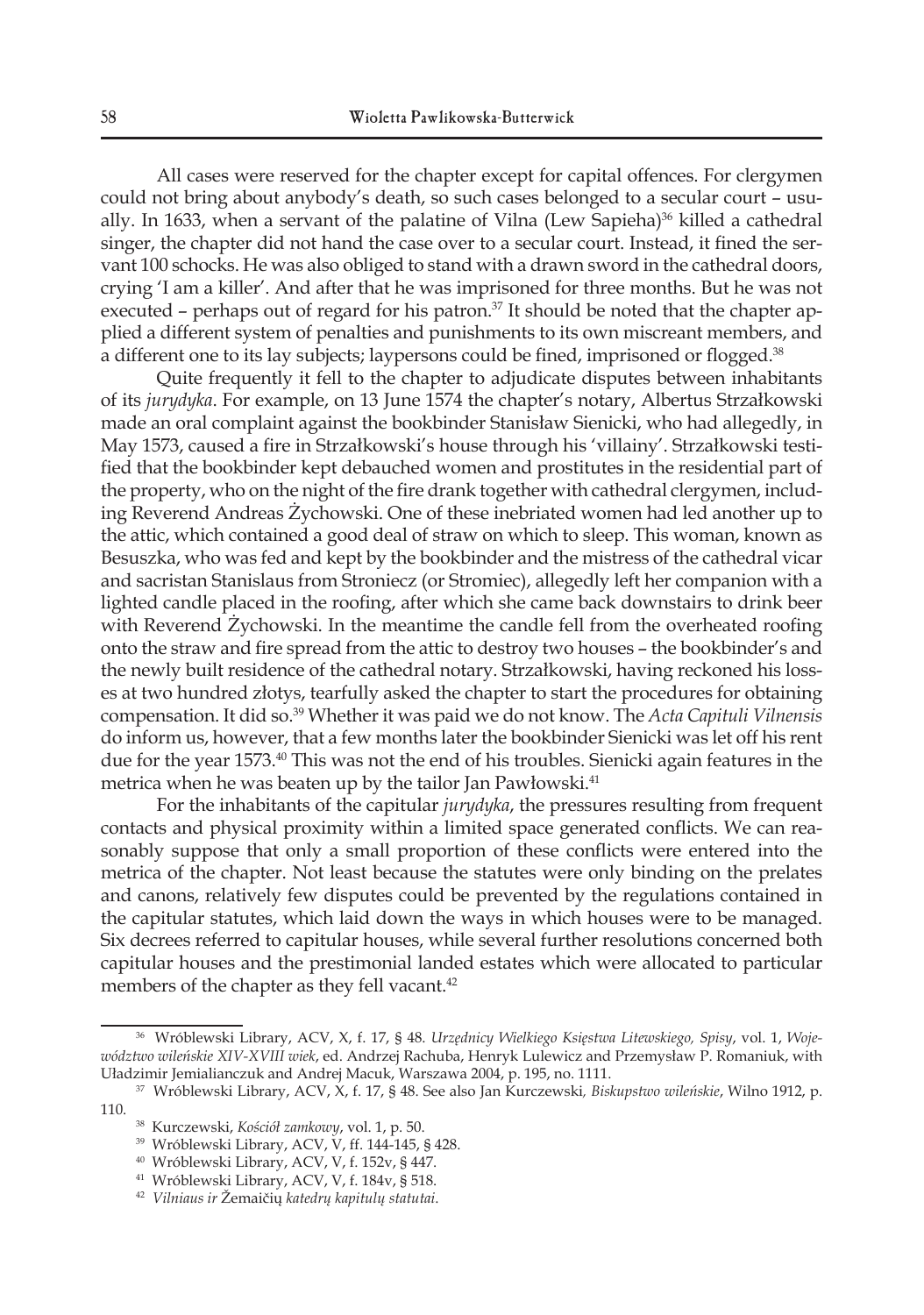All cases were reserved for the chapter except for capital offences. For clergymen could not bring about anybody's death, so such cases belonged to a secular court – usually. In 1633, when a servant of the palatine of Vilna (Lew Sapieha)[36] killed a cathedral singer, the chapter did not hand the case over to a secular court. Instead, it fined the servant 100 schocks. He was also obliged to stand with a drawn sword in the cathedral doors, crying 'I am a killer'. And after that he was imprisoned for three months. But he was not executed – perhaps out of regard for his patron.[37] It should be noted that the chapter applied a different system of penalties and punishments to its own miscreant members, and a different one to its lay subjects; laypersons could be fined, imprisoned or flogged.[38]

Quite frequently it fell to the chapter to adjudicate disputes between inhabitants of its *jurydyka*. For example, on 13 June 1574 the chapter's notary, Albertus Strzałkowski made an oral complaint against the bookbinder Stanisław Sienicki, who had allegedly, in May 1573, caused a fire in Strzałkowski's house through his 'villainy'. Strzałkowski testified that the bookbinder kept debauched women and prostitutes in the residential part of the property, who on the night of the fire drank together with cathedral clergymen, including Reverend Andreas Żychowski. One of these inebriated women had led another up to the attic, which contained a good deal of straw on which to sleep. This woman, known as Besuszka, who was fed and kept by the bookbinder and the mistress of the cathedral vicar and sacristan Stanislaus from Stroniecz (or Stromiec), allegedly left her companion with a lighted candle placed in the roofing, after which she came back downstairs to drink beer with Reverend Żychowski. In the meantime the candle fell from the overheated roofing onto the straw and fire spread from the attic to destroy two houses – the bookbinder's and the newly built residence of the cathedral notary. Strzałkowski, having reckoned his losses at two hundred złotys, tearfully asked the chapter to start the procedures for obtaining compensation. It did so.[39] Whether it was paid we do not know. The *Acta Capituli Vilnensis* do inform us, however, that a few months later the bookbinder Sienicki was let off his rent due for the year 1573.[40] This was not the end of his troubles. Sienicki again features in the metrica when he was beaten up by the tailor Jan Pawłowski.[41]

For the inhabitants of the capitular *jurydyka*, the pressures resulting from frequent contacts and physical proximity within a limited space generated conflicts. We can reasonably suppose that only a small proportion of these conflicts were entered into the metrica of the chapter. Not least because the statutes were only binding on the prelates and canons, relatively few disputes could be prevented by the regulations contained in the capitular statutes, which laid down the ways in which houses were to be managed. Six decrees referred to capitular houses, while several further resolutions concerned both capitular houses and the prestimonial landed estates which were allocated to particular members of the chapter as they fell vacant.[42]

---

[36] Wróblewski Library, ACV, X, f. 17, § 48. *Urzędnicy Wielkiego Księstwa Litewskiego, Spisy*, vol. 1, *Województwo wileńskie XIV-XVIII wiek*, ed. Andrzej Rachuba, Henryk Lulewicz and Przemysław P. Romaniuk, with Uładzimir Jemialianczuk and Andrej Macuk, Warszawa 2004, p. 195, no. 1111.

[37] Wróblewski Library, ACV, X, f. 17, § 48. See also Jan Kurczewski*, Biskupstwo wileńskie*, Wilno 1912, p. 110.

[38] Kurczewski, *Kościół zamkowy*, vol. 1, p. 50.

[39] Wróblewski Library, ACV, V, ff. 144-145, § 428.

[40] Wróblewski Library, ACV, V, f. 152v, § 447.

[41] Wróblewski Library, ACV, V, f. 184v, § 518.

[42] *Vilniaus ir* Žemaičių *katedrų kapitulų statutai*.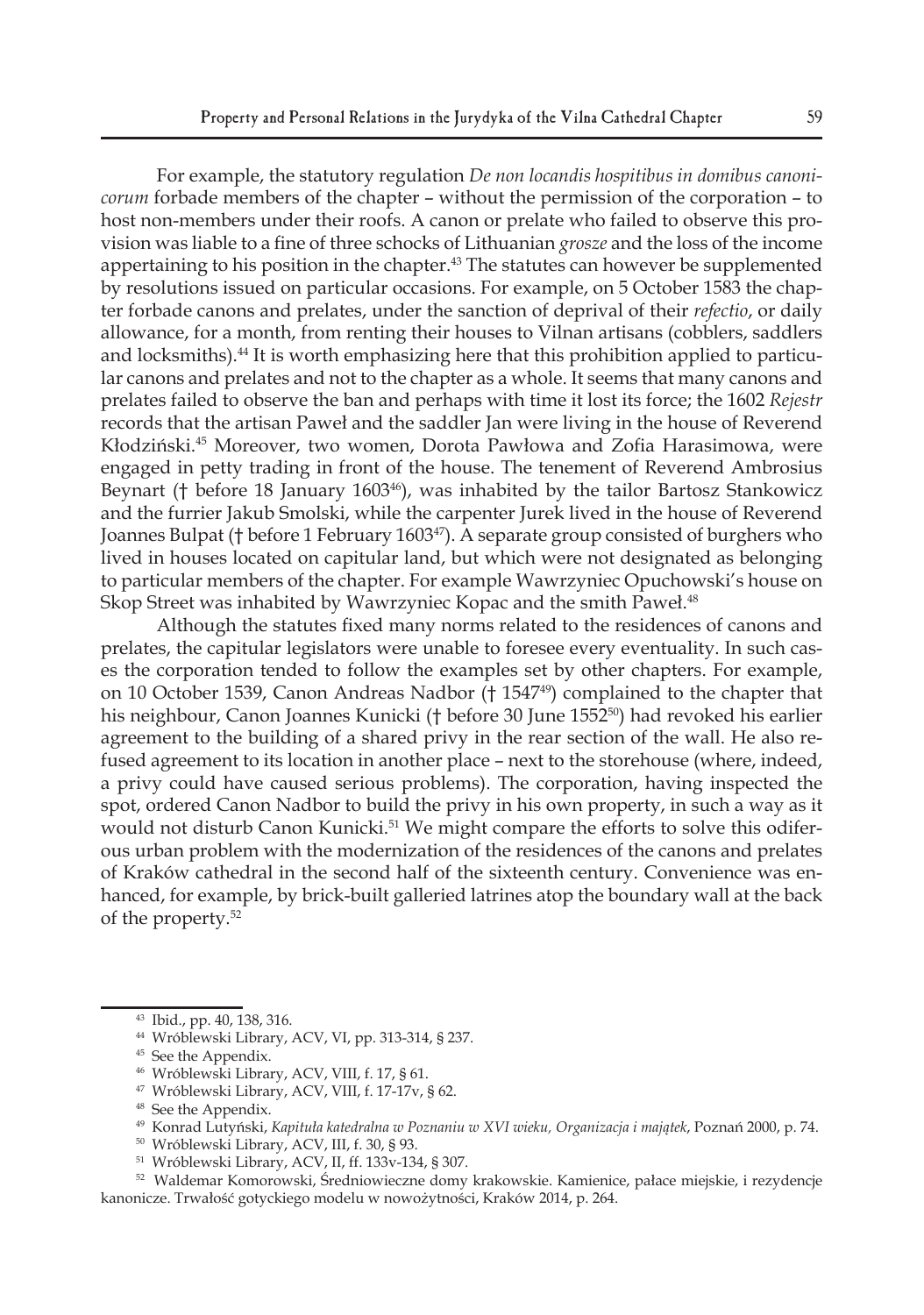For example, the statutory regulation *De non locandis hospitibus in domibus canonicorum* forbade members of the chapter – without the permission of the corporation – to host non-members under their roofs. A canon or prelate who failed to observe this provision was liable to a fine of three schocks of Lithuanian *grosze* and the loss of the income appertaining to his position in the chapter.[43] The statutes can however be supplemented by resolutions issued on particular occasions. For example, on 5 October 1583 the chapter forbade canons and prelates, under the sanction of deprival of their *refectio*, or daily allowance, for a month, from renting their houses to Vilnan artisans (cobblers, saddlers and locksmiths).[44] It is worth emphasizing here that this prohibition applied to particular canons and prelates and not to the chapter as a whole. It seems that many canons and prelates failed to observe the ban and perhaps with time it lost its force; the 1602 *Rejestr* records that the artisan Paweł and the saddler Jan were living in the house of Reverend Kłodziński.[45] Moreover, two women, Dorota Pawłowa and Zofia Harasimowa, were engaged in petty trading in front of the house. The tenement of Reverend Ambrosius Beynart († before 18 January 1603[46]), was inhabited by the tailor Bartosz Stankowicz and the furrier Jakub Smolski, while the carpenter Jurek lived in the house of Reverend Joannes Bulpat († before 1 February 1603[47]). A separate group consisted of burghers who lived in houses located on capitular land, but which were not designated as belonging to particular members of the chapter. For example Wawrzyniec Opuchowski's house on Skop Street was inhabited by Wawrzyniec Kopac and the smith Paweł.[48]

Although the statutes fixed many norms related to the residences of canons and prelates, the capitular legislators were unable to foresee every eventuality. In such cases the corporation tended to follow the examples set by other chapters. For example, on 10 October 1539, Canon Andreas Nadbor († 1547[49]) complained to the chapter that his neighbour, Canon Joannes Kunicki († before 30 June 1552[50]) had revoked his earlier agreement to the building of a shared privy in the rear section of the wall. He also refused agreement to its location in another place – next to the storehouse (where, indeed, a privy could have caused serious problems). The corporation, having inspected the spot, ordered Canon Nadbor to build the privy in his own property, in such a way as it would not disturb Canon Kunicki.[51] We might compare the efforts to solve this odiferous urban problem with the modernization of the residences of the canons and prelates of Kraków cathedral in the second half of the sixteenth century. Convenience was enhanced, for example, by brick-built galleried latrines atop the boundary wall at the back of the property.[52]

---

[43] Ibid., pp. 40, 138, 316.

[44] Wróblewski Library, ACV, VI, pp. 313-314, § 237.

[45] See the Appendix.

[46] Wróblewski Library, ACV, VIII, f. 17, § 61.

[47] Wróblewski Library, ACV, VIII, f. 17-17v, § 62.

[48] See the Appendix.

[49] Konrad Lutyński, *Kapituła katedralna w Poznaniu w XVI wieku, Organizacja i majątek*, Poznań 2000, p. 74.

[50] Wróblewski Library, ACV, III, f. 30, § 93.

[51] Wróblewski Library, ACV, II, ff. 133v-134, § 307.

[52] Waldemar Komorowski, Średniowieczne domy krakowskie. Kamienice, pałace miejskie, i rezydencje kanonicze. Trwałość gotyckiego modelu w nowożytności, Kraków 2014, p. 264.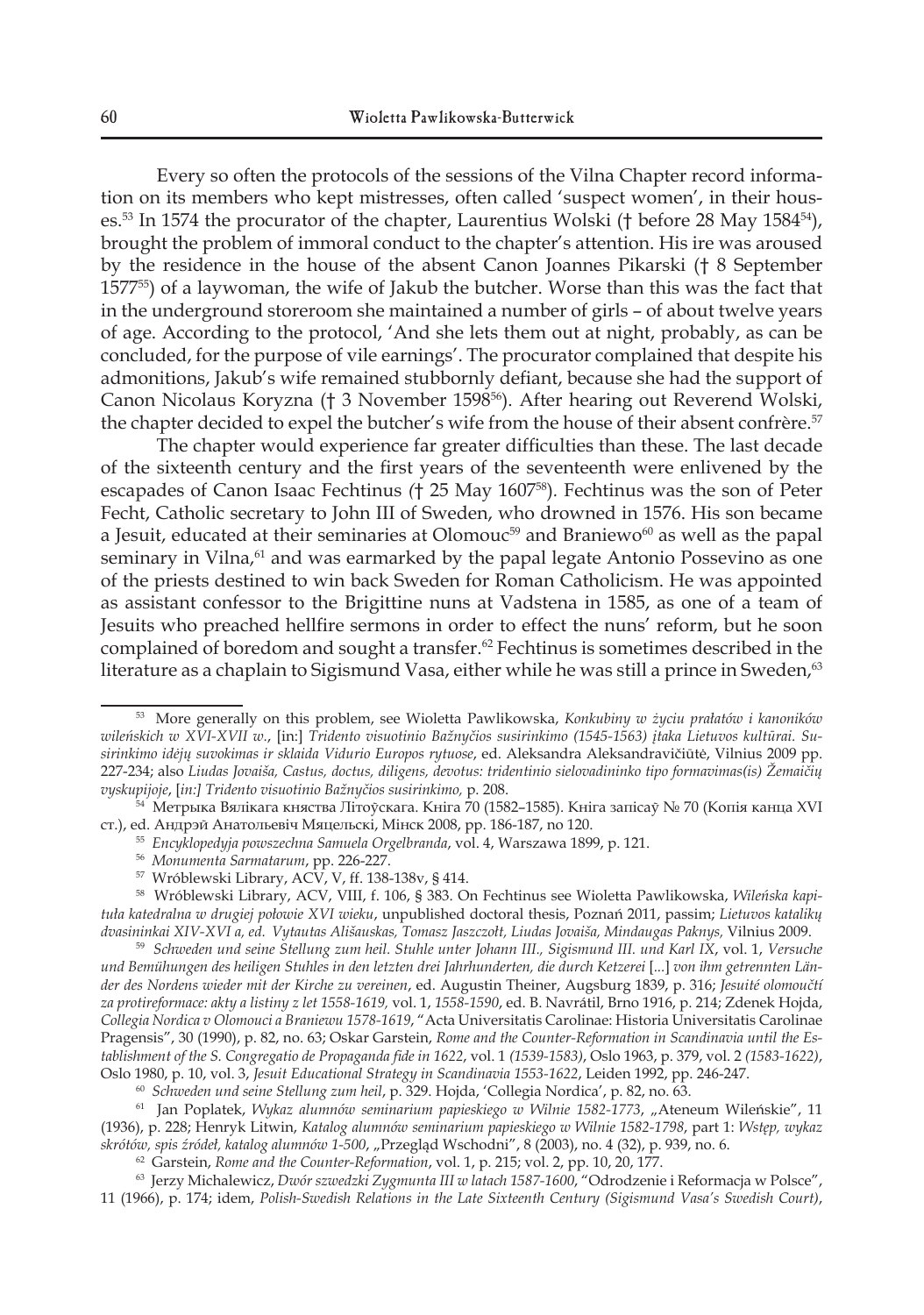Every so often the protocols of the sessions of the Vilna Chapter record information on its members who kept mistresses, often called 'suspect women', in their houses.[53] In 1574 the procurator of the chapter, Laurentius Wolski († before 28 May 1584[54]), brought the problem of immoral conduct to the chapter's attention. His ire was aroused by the residence in the house of the absent Canon Joannes Pikarski († 8 September 1577[55]) of a laywoman, the wife of Jakub the butcher. Worse than this was the fact that in the underground storeroom she maintained a number of girls – of about twelve years of age. According to the protocol, 'And she lets them out at night, probably, as can be concluded, for the purpose of vile earnings'. The procurator complained that despite his admonitions, Jakub's wife remained stubbornly defiant, because she had the support of Canon Nicolaus Koryzna († 3 November 1598[56]). After hearing out Reverend Wolski, the chapter decided to expel the butcher's wife from the house of their absent confrère.[57]

The chapter would experience far greater difficulties than these. The last decade of the sixteenth century and the first years of the seventeenth were enlivened by the escapades of Canon Isaac Fechtinus *(*† 25 May 1607[58]). Fechtinus was the son of Peter Fecht, Catholic secretary to John III of Sweden, who drowned in 1576. His son became a Jesuit, educated at their seminaries at Olomouc[59] and Braniewo[60] as well as the papal seminary in Vilna,[61] and was earmarked by the papal legate Antonio Possevino as one of the priests destined to win back Sweden for Roman Catholicism. He was appointed as assistant confessor to the Brigittine nuns at Vadstena in 1585, as one of a team of Jesuits who preached hellfire sermons in order to effect the nuns' reform, but he soon complained of boredom and sought a transfer.[62] Fechtinus is sometimes described in the literature as a chaplain to Sigismund Vasa, either while he was still a prince in Sweden,[63]

---

[53] More generally on this problem, see Wioletta Pawlikowska, *Konkubiny w życiu prałatów i kanoników wileńskich w XVI-XVII w.*, [in:] *Tridento visuotinio Bažnyčios susirinkimo (1545-1563) įtaka Lietuvos kultūrai. Susirinkimo idėjų suvokimas ir sklaida Vidurio Europos rytuose*, ed. Aleksandra Aleksandravičiūtė, Vilnius 2009 pp. 227-234; also *Liudas Jovaiša, Castus, doctus, diligens, devotus: tridentinio sielovadininko tipo formavimas(is) Žemaičių vyskupijoje*, [*in:] Tridento visuotinio Bažnyčios susirinkimo,* p. 208.

[54] Метрыка Вялікага княства Літоўскага. Кніга 70 (1582–1585). Кніга запісаў № 70 (Копія канца XVI ст.), ed. Андрэй Анатольевіч Мяцельскі, Мінск 2008, pp. 186-187, no 120.

[55] *Encyklopedyja powszechna Samuela Orgelbranda*, vol. 4, Warszawa 1899, p. 121.

[56] *Monumenta Sarmatarum*, pp. 226-227.

[57] Wróblewski Library, ACV, V, ff. 138-138v, § 414.

[58] Wróblewski Library, ACV, VIII, f. 106, § 383. On Fechtinus see Wioletta Pawlikowska, *Wileńska kapituła katedralna w drugiej połowie XVI wieku*, unpublished doctoral thesis, Poznań 2011, passim; *Lietuvos katalikų dvasininkai XIV-XVI a, ed. Vytautas Ališauskas, Tomasz Jaszczołt, Liudas Jovaiša, Mindaugas Paknys,* Vilnius 2009.

[59] *Schweden und seine Stellung zum heil. Stuhle unter Johann III., Sigismund III. und Karl IX*, vol. 1, *Versuche und Bemühungen des heiligen Stuhles in den letzten drei Jahrhunderten, die durch Ketzerei* [...] *von ihm getrennten Länder des Nordens wieder mit der Kirche zu vereinen*, ed. Augustin Theiner, Augsburg 1839, p. 316; *Jesuité olomoučtí za protireformace: akty a listiny z let 1558-1619,* vol. 1, *1558-1590*, ed. B. Navrátil, Brno 1916, p. 214; Zdenek Hojda, *Collegia Nordica v Olomouci a Braniewu 1578-1619*, "Acta Universitatis Carolinae: Historia Universitatis Carolinae Pragensis", 30 (1990), p. 82, no. 63; Oskar Garstein, *Rome and the Counter-Reformation in Scandinavia until the Establishment of the S. Congregatio de Propaganda fide in 1622*, vol. 1 *(1539-1583)*, Oslo 1963, p. 379, vol. 2 *(1583-1622)*, Oslo 1980, p. 10, vol. 3, *Jesuit Educational Strategy in Scandinavia 1553-1622*, Leiden 1992, pp. 246-247.

[60] *Schweden und seine Stellung zum heil*, p. 329. Hojda, 'Collegia Nordica', p. 82, no. 63.

[61] Jan Poplatek, *Wykaz alumnów seminarium papieskiego w Wilnie 1582-1773*, „Ateneum Wileńskie", 11 (1936), p. 228; Henryk Litwin, *Katalog alumnów seminarium papieskiego w Wilnie 1582-1798*, part 1: *Wstęp, wykaz skrótów, spis źródeł, katalog alumnów 1-500*, „Przegląd Wschodni", 8 (2003), no. 4 (32), p. 939, no. 6.

[62] Garstein, *Rome and the Counter-Reformation*, vol. 1, p. 215; vol. 2, pp. 10, 20, 177.

[63] Jerzy Michalewicz, *Dwór szwedzki Zygmunta III w latach 1587-1600*, "Odrodzenie i Reformacja w Polsce", 11 (1966), p. 174; idem, *Polish-Swedish Relations in the Late Sixteenth Century (Sigismund Vasa's Swedish Court)*,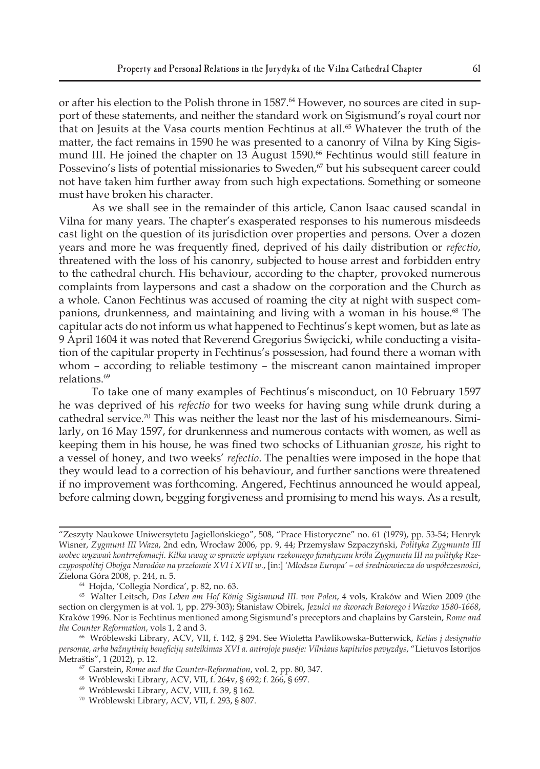or after his election to the Polish throne in 1587.[64] However, no sources are cited in support of these statements, and neither the standard work on Sigismund's royal court nor that on Jesuits at the Vasa courts mention Fechtinus at all.[65] Whatever the truth of the matter, the fact remains in 1590 he was presented to a canonry of Vilna by King Sigismund III. He joined the chapter on 13 August 1590.[66] Fechtinus would still feature in Possevino's lists of potential missionaries to Sweden,[67] but his subsequent career could not have taken him further away from such high expectations. Something or someone must have broken his character.

As we shall see in the remainder of this article, Canon Isaac caused scandal in Vilna for many years. The chapter's exasperated responses to his numerous misdeeds cast light on the question of its jurisdiction over properties and persons. Over a dozen years and more he was frequently fined, deprived of his daily distribution or *refectio*, threatened with the loss of his canonry, subjected to house arrest and forbidden entry to the cathedral church. His behaviour, according to the chapter, provoked numerous complaints from laypersons and cast a shadow on the corporation and the Church as a whole. Canon Fechtinus was accused of roaming the city at night with suspect companions, drunkenness, and maintaining and living with a woman in his house.[68] The capitular acts do not inform us what happened to Fechtinus's kept women, but as late as 9 April 1604 it was noted that Reverend Gregorius Święcicki, while conducting a visitation of the capitular property in Fechtinus's possession, had found there a woman with whom – according to reliable testimony – the miscreant canon maintained improper relations.[69]

To take one of many examples of Fechtinus's misconduct, on 10 February 1597 he was deprived of his *refectio* for two weeks for having sung while drunk during a cathedral service.[70] This was neither the least nor the last of his misdemeanours. Similarly, on 16 May 1597, for drunkenness and numerous contacts with women, as well as keeping them in his house, he was fined two schocks of Lithuanian *grosze*, his right to a vessel of honey, and two weeks' *refectio*. The penalties were imposed in the hope that they would lead to a correction of his behaviour, and further sanctions were threatened if no improvement was forthcoming. Angered, Fechtinus announced he would appeal, before calming down, begging forgiveness and promising to mend his ways. As a result,

---

"Zeszyty Naukowe Uniwersytetu Jagiellońskiego", 508, "Prace Historyczne" no. 61 (1979), pp. 53-54; Henryk Wisner, *Zygmunt III Waza*, 2nd edn, Wrocław 2006, pp. 9, 44; Przemysław Szpaczyński, *Polityka Zygmunta III wobec wyzwań kontrreformacji. Kilka uwag w sprawie wpływu rzekomego fanatyzmu króla Zygmunta III na politykę Rzeczypospolitej Obojga Narodów na przełomie XVI i XVII w.*, [in:] *'Młodsza Europa' – od średniowiecza do współczesności*, Zielona Góra 2008, p. 244, n. 5.

[64] Hojda, 'Collegia Nordica', p. 82, no. 63.

[65] Walter Leitsch, *Das Leben am Hof König Sigismund III. von Polen*, 4 vols, Kraków and Wien 2009 (the section on clergymen is at vol. 1, pp. 279-303); Stanisław Obirek, *Jezuici na dworach Batorego i Wazów 1580-1668*, Kraków 1996. Nor is Fechtinus mentioned among Sigismund's preceptors and chaplains by Garstein, *Rome and the Counter Reformation*, vols 1, 2 and 3.

[66] Wróblewski Library, ACV, VII, f. 142, § 294. See Wioletta Pawlikowska-Butterwick, *Kelias į designatio personae, arba bažnytinių beneficijų suteikimas XVI a. antrojoje pusėje: Vilniaus kapitulos pavyzdys*, "Lietuvos Istorijos Metraštis", 1 (2012), p. 12.

[67] Garstein, *Rome and the Counter-Reformation*, vol. 2, pp. 80, 347.

[68] Wróblewski Library, ACV, VII, f. 264v, § 692; f. 266, § 697.

[69] Wróblewski Library, ACV, VIII, f. 39, § 162.

[70] Wróblewski Library, ACV, VII, f. 293, § 807.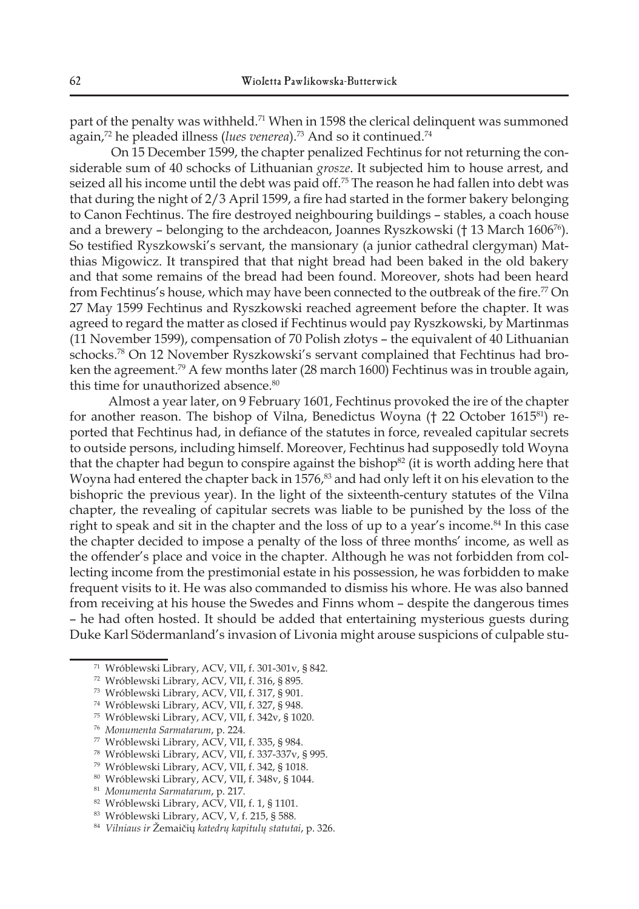part of the penalty was withheld.[71] When in 1598 the clerical delinquent was summoned again,[72] he pleaded illness (*lues venerea*).[73] And so it continued.[74]

On 15 December 1599, the chapter penalized Fechtinus for not returning the considerable sum of 40 schocks of Lithuanian *grosze*. It subjected him to house arrest, and seized all his income until the debt was paid off.[75] The reason he had fallen into debt was that during the night of 2/3 April 1599, a fire had started in the former bakery belonging to Canon Fechtinus. The fire destroyed neighbouring buildings – stables, a coach house and a brewery – belonging to the archdeacon, Joannes Ryszkowski († 13 March 1606[76]). So testified Ryszkowski's servant, the mansionary (a junior cathedral clergyman) Matthias Migowicz. It transpired that that night bread had been baked in the old bakery and that some remains of the bread had been found. Moreover, shots had been heard from Fechtinus's house, which may have been connected to the outbreak of the fire.[77] On 27 May 1599 Fechtinus and Ryszkowski reached agreement before the chapter. It was agreed to regard the matter as closed if Fechtinus would pay Ryszkowski, by Martinmas (11 November 1599), compensation of 70 Polish złotys – the equivalent of 40 Lithuanian schocks.[78] On 12 November Ryszkowski's servant complained that Fechtinus had broken the agreement.[79] A few months later (28 march 1600) Fechtinus was in trouble again, this time for unauthorized absence.[80]

Almost a year later, on 9 February 1601, Fechtinus provoked the ire of the chapter for another reason. The bishop of Vilna, Benedictus Woyna († 22 October 1615[81]) reported that Fechtinus had, in defiance of the statutes in force, revealed capitular secrets to outside persons, including himself. Moreover, Fechtinus had supposedly told Woyna that the chapter had begun to conspire against the bishop[82] (it is worth adding here that Woyna had entered the chapter back in 1576,[83] and had only left it on his elevation to the bishopric the previous year). In the light of the sixteenth-century statutes of the Vilna chapter, the revealing of capitular secrets was liable to be punished by the loss of the right to speak and sit in the chapter and the loss of up to a year's income.[84] In this case the chapter decided to impose a penalty of the loss of three months' income, as well as the offender's place and voice in the chapter. Although he was not forbidden from collecting income from the prestimonial estate in his possession, he was forbidden to make frequent visits to it. He was also commanded to dismiss his whore. He was also banned from receiving at his house the Swedes and Finns whom – despite the dangerous times – he had often hosted. It should be added that entertaining mysterious guests during Duke Karl Södermanland's invasion of Livonia might arouse suspicions of culpable stu-

---

71 Wróblewski Library, ACV, VII, f. 301-301v, § 842.

72 Wróblewski Library, ACV, VII, f. 316, § 895.

73 Wróblewski Library, ACV, VII, f. 317, § 901.

74 Wróblewski Library, ACV, VII, f. 327, § 948.

75 Wróblewski Library, ACV, VII, f. 342v, § 1020.

76 *Monumenta Sarmatarum*, p. 224.

77 Wróblewski Library, ACV, VII, f. 335, § 984.

78 Wróblewski Library, ACV, VII, f. 337-337v, § 995.

79 Wróblewski Library, ACV, VII, f. 342, § 1018.

80 Wróblewski Library, ACV, VII, f. 348v, § 1044.

81 *Monumenta Sarmatarum*, p. 217.

82 Wróblewski Library, ACV, VII, f. 1, § 1101.

83 Wróblewski Library, ACV, V, f. 215, § 588.

84 *Vilniaus ir Žemaičių katedrų kapitulų statutai*, p. 326.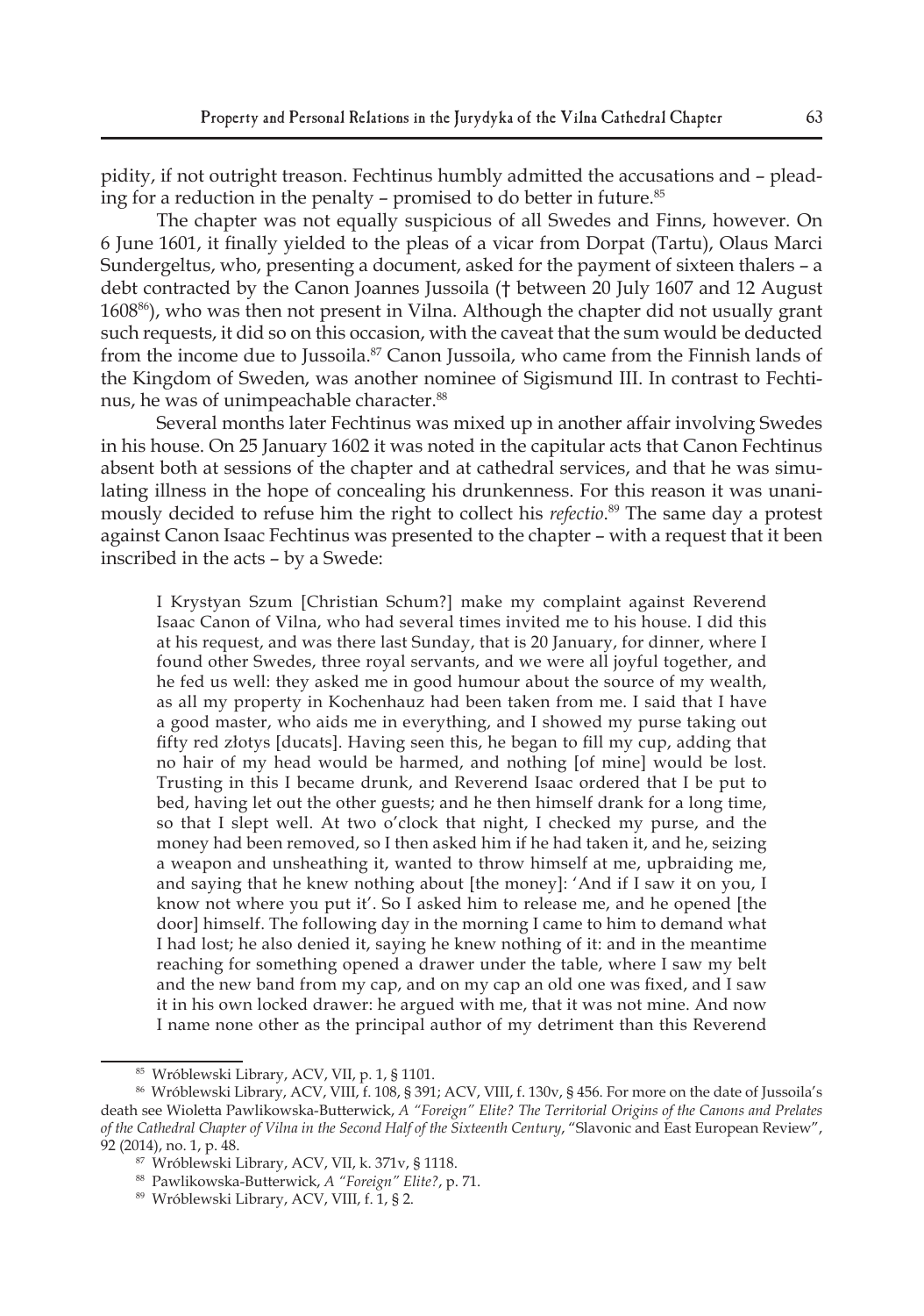pidity, if not outright treason. Fechtinus humbly admitted the accusations and – pleading for a reduction in the penalty – promised to do better in future.[85]

The chapter was not equally suspicious of all Swedes and Finns, however. On 6 June 1601, it finally yielded to the pleas of a vicar from Dorpat (Tartu), Olaus Marci Sundergeltus, who, presenting a document, asked for the payment of sixteen thalers – a debt contracted by the Canon Joannes Jussoila († between 20 July 1607 and 12 August 1608[86]), who was then not present in Vilna. Although the chapter did not usually grant such requests, it did so on this occasion, with the caveat that the sum would be deducted from the income due to Jussoila.[87] Canon Jussoila, who came from the Finnish lands of the Kingdom of Sweden, was another nominee of Sigismund III. In contrast to Fechtinus, he was of unimpeachable character.[88]

Several months later Fechtinus was mixed up in another affair involving Swedes in his house. On 25 January 1602 it was noted in the capitular acts that Canon Fechtinus absent both at sessions of the chapter and at cathedral services, and that he was simulating illness in the hope of concealing his drunkenness. For this reason it was unanimously decided to refuse him the right to collect his *refectio*.[89] The same day a protest against Canon Isaac Fechtinus was presented to the chapter – with a request that it been inscribed in the acts – by a Swede:

> I Krystyan Szum [Christian Schum?] make my complaint against Reverend Isaac Canon of Vilna, who had several times invited me to his house. I did this at his request, and was there last Sunday, that is 20 January, for dinner, where I found other Swedes, three royal servants, and we were all joyful together, and he fed us well: they asked me in good humour about the source of my wealth, as all my property in Kochenhauz had been taken from me. I said that I have a good master, who aids me in everything, and I showed my purse taking out fifty red złotys [ducats]. Having seen this, he began to fill my cup, adding that no hair of my head would be harmed, and nothing [of mine] would be lost. Trusting in this I became drunk, and Reverend Isaac ordered that I be put to bed, having let out the other guests; and he then himself drank for a long time, so that I slept well. At two o'clock that night, I checked my purse, and the money had been removed, so I then asked him if he had taken it, and he, seizing a weapon and unsheathing it, wanted to throw himself at me, upbraiding me, and saying that he knew nothing about [the money]: 'And if I saw it on you, I know not where you put it'. So I asked him to release me, and he opened [the door] himself. The following day in the morning I came to him to demand what I had lost; he also denied it, saying he knew nothing of it: and in the meantime reaching for something opened a drawer under the table, where I saw my belt and the new band from my cap, and on my cap an old one was fixed, and I saw it in his own locked drawer: he argued with me, that it was not mine. And now I name none other as the principal author of my detriment than this Reverend

---

[85] Wróblewski Library, ACV, VII, p. 1, § 1101.

[86] Wróblewski Library, ACV, VIII, f. 108, § 391; ACV, VIII, f. 130v, § 456. For more on the date of Jussoila's death see Wioletta Pawlikowska-Butterwick, *A "Foreign" Elite? The Territorial Origins of the Canons and Prelates of the Cathedral Chapter of Vilna in the Second Half of the Sixteenth Century*, "Slavonic and East European Review", 92 (2014), no. 1, p. 48.

[87] Wróblewski Library, ACV, VII, k. 371v, § 1118.

[88] Pawlikowska-Butterwick, *A "Foreign" Elite?*, p. 71.

[89] Wróblewski Library, ACV, VIII, f. 1, § 2.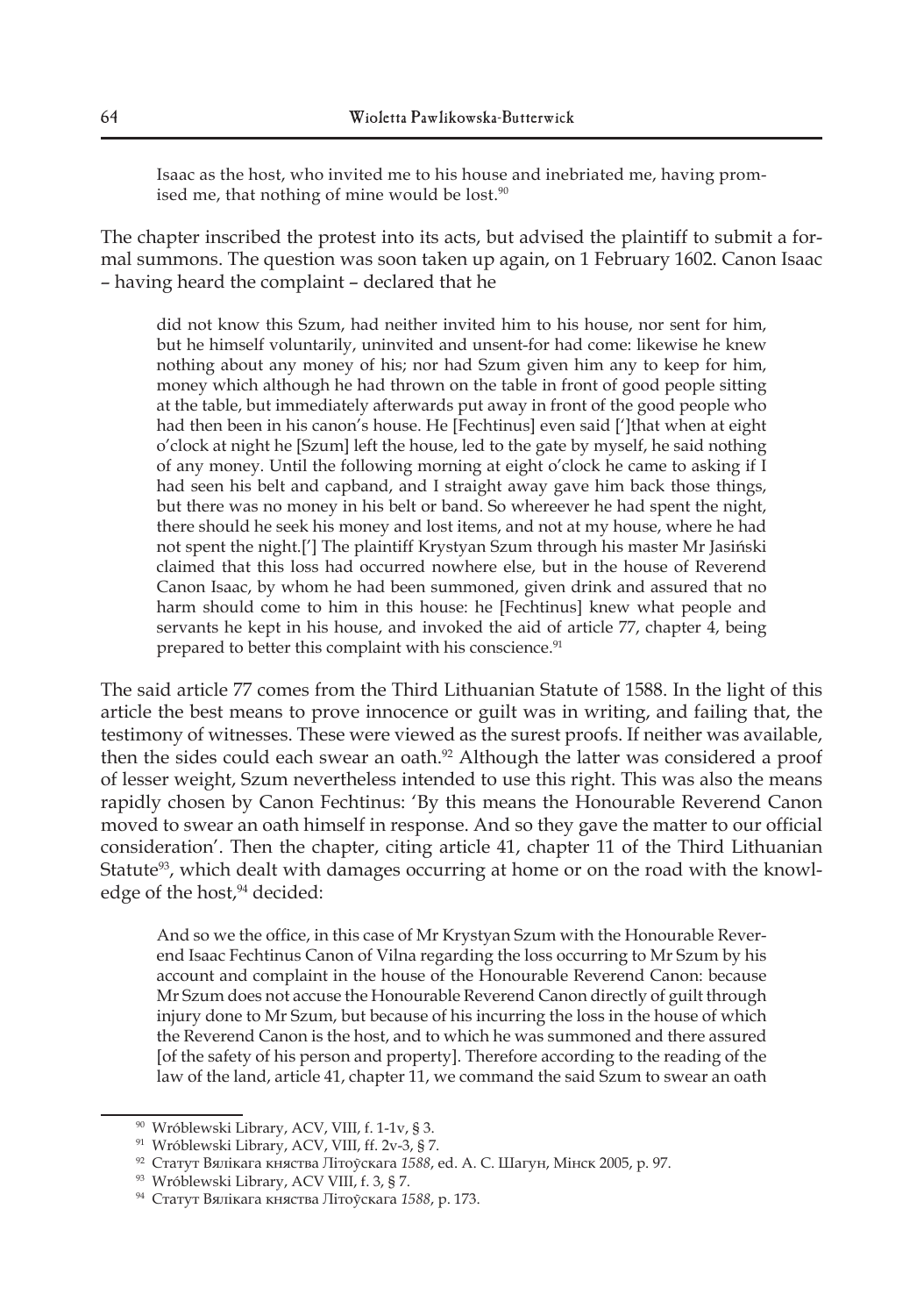> Isaac as the host, who invited me to his house and inebriated me, having promised me, that nothing of mine would be lost.[90]

The chapter inscribed the protest into its acts, but advised the plaintiff to submit a formal summons. The question was soon taken up again, on 1 February 1602. Canon Isaac – having heard the complaint – declared that he

> did not know this Szum, had neither invited him to his house, nor sent for him, but he himself voluntarily, uninvited and unsent-for had come: likewise he knew nothing about any money of his; nor had Szum given him any to keep for him, money which although he had thrown on the table in front of good people sitting at the table, but immediately afterwards put away in front of the good people who had then been in his canon's house. He [Fechtinus] even said [']that when at eight o'clock at night he [Szum] left the house, led to the gate by myself, he said nothing of any money. Until the following morning at eight o'clock he came to asking if I had seen his belt and capband, and I straight away gave him back those things, but there was no money in his belt or band. So whereever he had spent the night, there should he seek his money and lost items, and not at my house, where he had not spent the night.['] The plaintiff Krystyan Szum through his master Mr Jasiński claimed that this loss had occurred nowhere else, but in the house of Reverend Canon Isaac, by whom he had been summoned, given drink and assured that no harm should come to him in this house: he [Fechtinus] knew what people and servants he kept in his house, and invoked the aid of article 77, chapter 4, being prepared to better this complaint with his conscience.[91]

The said article 77 comes from the Third Lithuanian Statute of 1588. In the light of this article the best means to prove innocence or guilt was in writing, and failing that, the testimony of witnesses. These were viewed as the surest proofs. If neither was available, then the sides could each swear an oath.[92] Although the latter was considered a proof of lesser weight, Szum nevertheless intended to use this right. This was also the means rapidly chosen by Canon Fechtinus: 'By this means the Honourable Reverend Canon moved to swear an oath himself in response. And so they gave the matter to our official consideration'. Then the chapter, citing article 41, chapter 11 of the Third Lithuanian Statute[93], which dealt with damages occurring at home or on the road with the knowledge of the host,[94] decided:

> And so we the office, in this case of Mr Krystyan Szum with the Honourable Reverend Isaac Fechtinus Canon of Vilna regarding the loss occurring to Mr Szum by his account and complaint in the house of the Honourable Reverend Canon: because Mr Szum does not accuse the Honourable Reverend Canon directly of guilt through injury done to Mr Szum, but because of his incurring the loss in the house of which the Reverend Canon is the host, and to which he was summoned and there assured [of the safety of his person and property]. Therefore according to the reading of the law of the land, article 41, chapter 11, we command the said Szum to swear an oath

---

[90] Wróblewski Library, ACV, VIII, f. 1-1v, § 3.

[91] Wróblewski Library, ACV, VIII, ff. 2v-3, § 7.

[92] Статут Вялікага княства Літоўскага *1588*, ed. А. С. Шагун, Мінск 2005, p. 97.

[93] Wróblewski Library, ACV VIII, f. 3, § 7.

[94] Статут Вялікага княства Літоўскага *1588*, p. 173.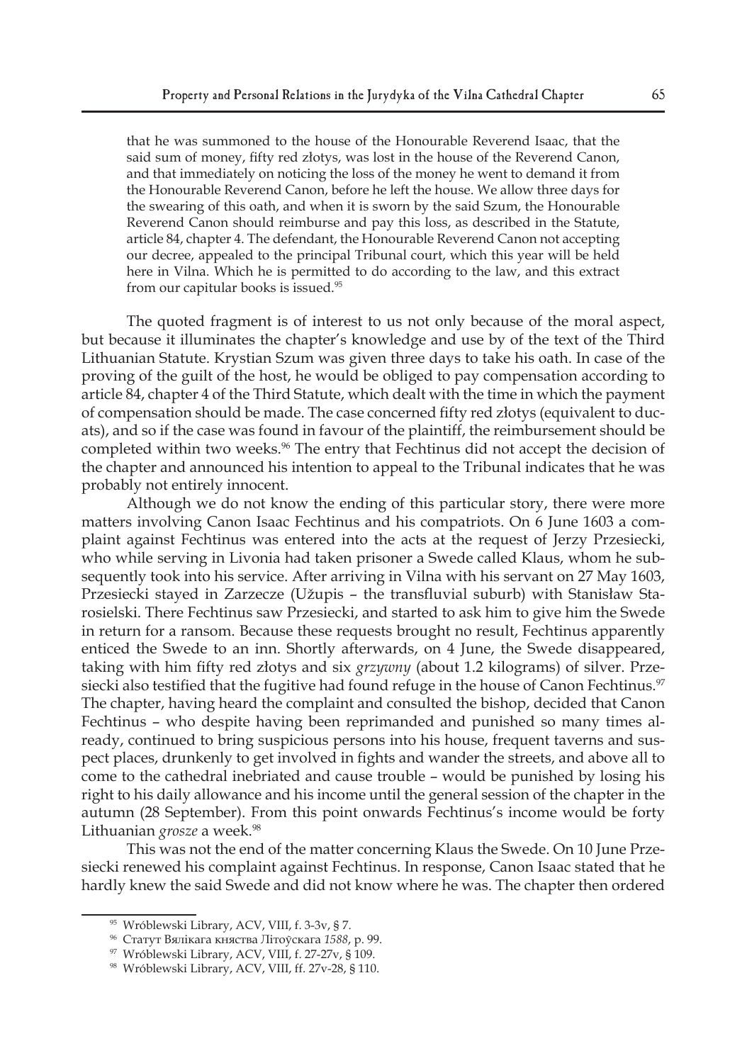> that he was summoned to the house of the Honourable Reverend Isaac, that the said sum of money, fifty red złotys, was lost in the house of the Reverend Canon, and that immediately on noticing the loss of the money he went to demand it from the Honourable Reverend Canon, before he left the house. We allow three days for the swearing of this oath, and when it is sworn by the said Szum, the Honourable Reverend Canon should reimburse and pay this loss, as described in the Statute, article 84, chapter 4. The defendant, the Honourable Reverend Canon not accepting our decree, appealed to the principal Tribunal court, which this year will be held here in Vilna. Which he is permitted to do according to the law, and this extract from our capitular books is issued.[95]

The quoted fragment is of interest to us not only because of the moral aspect, but because it illuminates the chapter's knowledge and use by of the text of the Third Lithuanian Statute. Krystian Szum was given three days to take his oath. In case of the proving of the guilt of the host, he would be obliged to pay compensation according to article 84, chapter 4 of the Third Statute, which dealt with the time in which the payment of compensation should be made. The case concerned fifty red złotys (equivalent to ducats), and so if the case was found in favour of the plaintiff, the reimbursement should be completed within two weeks.[96] The entry that Fechtinus did not accept the decision of the chapter and announced his intention to appeal to the Tribunal indicates that he was probably not entirely innocent.

Although we do not know the ending of this particular story, there were more matters involving Canon Isaac Fechtinus and his compatriots. On 6 June 1603 a complaint against Fechtinus was entered into the acts at the request of Jerzy Przesiecki, who while serving in Livonia had taken prisoner a Swede called Klaus, whom he subsequently took into his service. After arriving in Vilna with his servant on 27 May 1603, Przesiecki stayed in Zarzecze (Užupis – the transfluvial suburb) with Stanisław Starosielski. There Fechtinus saw Przesiecki, and started to ask him to give him the Swede in return for a ransom. Because these requests brought no result, Fechtinus apparently enticed the Swede to an inn. Shortly afterwards, on 4 June, the Swede disappeared, taking with him fifty red złotys and six *grzywny* (about 1.2 kilograms) of silver. Przesiecki also testified that the fugitive had found refuge in the house of Canon Fechtinus.[97] The chapter, having heard the complaint and consulted the bishop, decided that Canon Fechtinus – who despite having been reprimanded and punished so many times already, continued to bring suspicious persons into his house, frequent taverns and suspect places, drunkenly to get involved in fights and wander the streets, and above all to come to the cathedral inebriated and cause trouble – would be punished by losing his right to his daily allowance and his income until the general session of the chapter in the autumn (28 September). From this point onwards Fechtinus's income would be forty Lithuanian *grosze* a week.[98]

This was not the end of the matter concerning Klaus the Swede. On 10 June Przesiecki renewed his complaint against Fechtinus. In response, Canon Isaac stated that he hardly knew the said Swede and did not know where he was. The chapter then ordered

---

[95] Wróblewski Library, ACV, VIII, f. 3-3v, § 7.

[96] Статут Вялікага княства Літоўскага *1588*, p. 99.

[97] Wróblewski Library, ACV, VIII, f. 27-27v, § 109.

[98] Wróblewski Library, ACV, VIII, ff. 27v-28, § 110.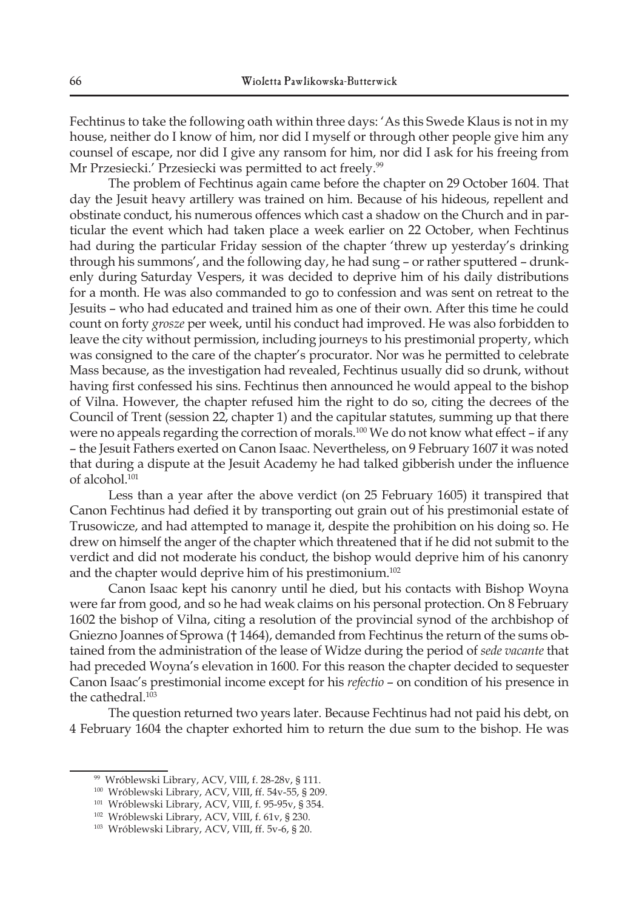Fechtinus to take the following oath within three days: 'As this Swede Klaus is not in my house, neither do I know of him, nor did I myself or through other people give him any counsel of escape, nor did I give any ransom for him, nor did I ask for his freeing from Mr Przesiecki.' Przesiecki was permitted to act freely.[99]

The problem of Fechtinus again came before the chapter on 29 October 1604. That day the Jesuit heavy artillery was trained on him. Because of his hideous, repellent and obstinate conduct, his numerous offences which cast a shadow on the Church and in particular the event which had taken place a week earlier on 22 October, when Fechtinus had during the particular Friday session of the chapter 'threw up yesterday's drinking through his summons', and the following day, he had sung – or rather sputtered – drunkenly during Saturday Vespers, it was decided to deprive him of his daily distributions for a month. He was also commanded to go to confession and was sent on retreat to the Jesuits – who had educated and trained him as one of their own. After this time he could count on forty *grosze* per week, until his conduct had improved. He was also forbidden to leave the city without permission, including journeys to his prestimonial property, which was consigned to the care of the chapter's procurator. Nor was he permitted to celebrate Mass because, as the investigation had revealed, Fechtinus usually did so drunk, without having first confessed his sins. Fechtinus then announced he would appeal to the bishop of Vilna. However, the chapter refused him the right to do so, citing the decrees of the Council of Trent (session 22, chapter 1) and the capitular statutes, summing up that there were no appeals regarding the correction of morals.[100] We do not know what effect – if any – the Jesuit Fathers exerted on Canon Isaac. Nevertheless, on 9 February 1607 it was noted that during a dispute at the Jesuit Academy he had talked gibberish under the influence of alcohol.[101]

Less than a year after the above verdict (on 25 February 1605) it transpired that Canon Fechtinus had defied it by transporting out grain out of his prestimonial estate of Trusowicze, and had attempted to manage it, despite the prohibition on his doing so. He drew on himself the anger of the chapter which threatened that if he did not submit to the verdict and did not moderate his conduct, the bishop would deprive him of his canonry and the chapter would deprive him of his prestimonium.[102]

Canon Isaac kept his canonry until he died, but his contacts with Bishop Woyna were far from good, and so he had weak claims on his personal protection. On 8 February 1602 the bishop of Vilna, citing a resolution of the provincial synod of the archbishop of Gniezno Joannes of Sprowa († 1464), demanded from Fechtinus the return of the sums obtained from the administration of the lease of Widze during the period of *sede vacante* that had preceded Woyna's elevation in 1600. For this reason the chapter decided to sequester Canon Isaac's prestimonial income except for his *refectio* – on condition of his presence in the cathedral.[103]

The question returned two years later. Because Fechtinus had not paid his debt, on 4 February 1604 the chapter exhorted him to return the due sum to the bishop. He was

---

[99] Wróblewski Library, ACV, VIII, f. 28-28v, § 111.

[100] Wróblewski Library, ACV, VIII, ff. 54v-55, § 209.

[101] Wróblewski Library, ACV, VIII, f. 95-95v, § 354.

[102] Wróblewski Library, ACV, VIII, f. 61v, § 230.

[103] Wróblewski Library, ACV, VIII, ff. 5v-6, § 20.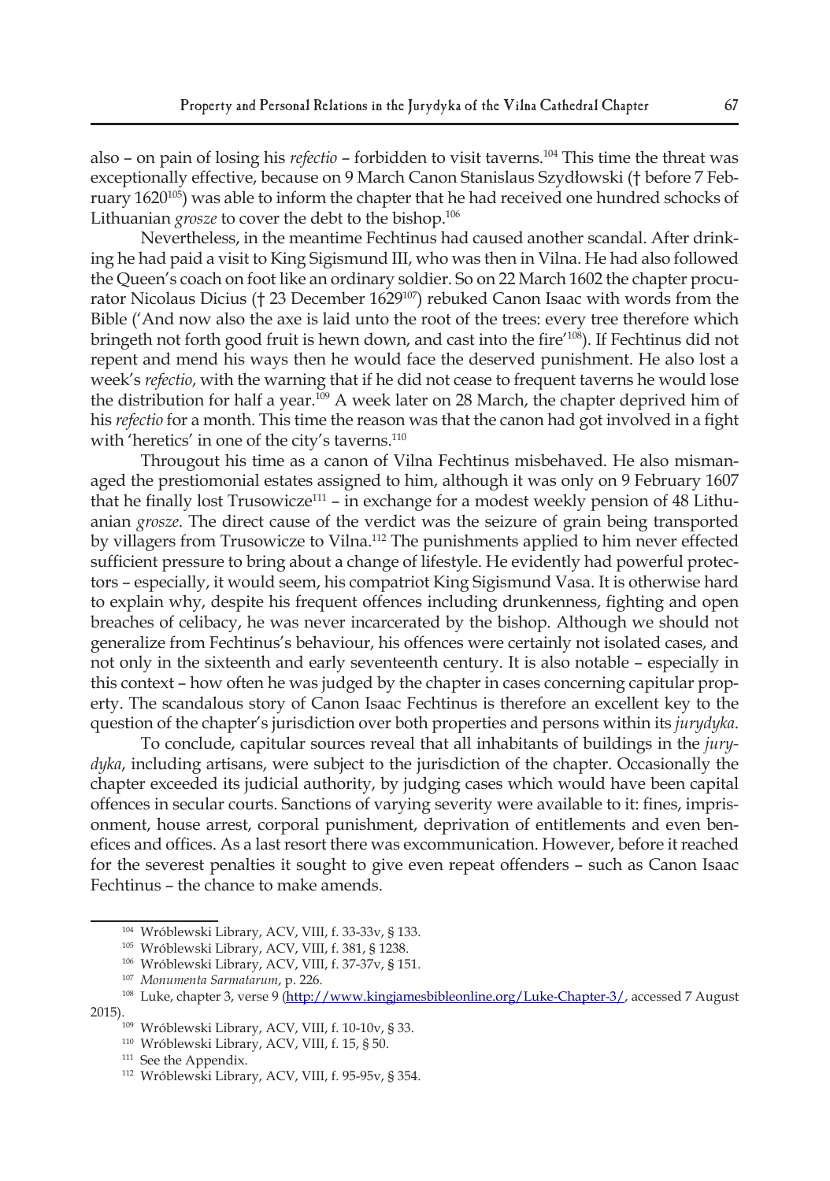also – on pain of losing his *refectio* – forbidden to visit taverns.[104] This time the threat was exceptionally effective, because on 9 March Canon Stanislaus Szydłowski († before 7 February 1620[105]) was able to inform the chapter that he had received one hundred schocks of Lithuanian *grosze* to cover the debt to the bishop.[106]

Nevertheless, in the meantime Fechtinus had caused another scandal. After drinking he had paid a visit to King Sigismund III, who was then in Vilna. He had also followed the Queen's coach on foot like an ordinary soldier. So on 22 March 1602 the chapter procurator Nicolaus Dicius († 23 December 1629[107]) rebuked Canon Isaac with words from the Bible ('And now also the axe is laid unto the root of the trees: every tree therefore which bringeth not forth good fruit is hewn down, and cast into the fire'[108]). If Fechtinus did not repent and mend his ways then he would face the deserved punishment. He also lost a week's *refectio*, with the warning that if he did not cease to frequent taverns he would lose the distribution for half a year.[109] A week later on 28 March, the chapter deprived him of his *refectio* for a month. This time the reason was that the canon had got involved in a fight with 'heretics' in one of the city's taverns.[110]

Througout his time as a canon of Vilna Fechtinus misbehaved. He also mismanaged the prestiomonial estates assigned to him, although it was only on 9 February 1607 that he finally lost Trusowicze[111] – in exchange for a modest weekly pension of 48 Lithuanian *grosze*. The direct cause of the verdict was the seizure of grain being transported by villagers from Trusowicze to Vilna.[112] The punishments applied to him never effected sufficient pressure to bring about a change of lifestyle. He evidently had powerful protectors – especially, it would seem, his compatriot King Sigismund Vasa. It is otherwise hard to explain why, despite his frequent offences including drunkenness, fighting and open breaches of celibacy, he was never incarcerated by the bishop. Although we should not generalize from Fechtinus's behaviour, his offences were certainly not isolated cases, and not only in the sixteenth and early seventeenth century. It is also notable – especially in this context – how often he was judged by the chapter in cases concerning capitular property. The scandalous story of Canon Isaac Fechtinus is therefore an excellent key to the question of the chapter's jurisdiction over both properties and persons within its *jurydyka*.

To conclude, capitular sources reveal that all inhabitants of buildings in the *jurydyka*, including artisans, were subject to the jurisdiction of the chapter. Occasionally the chapter exceeded its judicial authority, by judging cases which would have been capital offences in secular courts. Sanctions of varying severity were available to it: fines, imprisonment, house arrest, corporal punishment, deprivation of entitlements and even benefices and offices. As a last resort there was excommunication. However, before it reached for the severest penalties it sought to give even repeat offenders – such as Canon Isaac Fechtinus – the chance to make amends.

---

[104] Wróblewski Library, ACV, VIII, f. 33-33v, § 133.

[105] Wróblewski Library, ACV, VIII, f. 381, § 1238.

[106] Wróblewski Library, ACV, VIII, f. 37-37v, § 151.

[107] *Monumenta Sarmatarum*, p. 226.

[108] Luke, chapter 3, verse 9 (http://www.kingjamesbibleonline.org/Luke-Chapter-3/, accessed 7 August 2015).

[109] Wróblewski Library, ACV, VIII, f. 10-10v, § 33.

[110] Wróblewski Library, ACV, VIII, f. 15, § 50.

[111] See the Appendix.

[112] Wróblewski Library, ACV, VIII, f. 95-95v, § 354.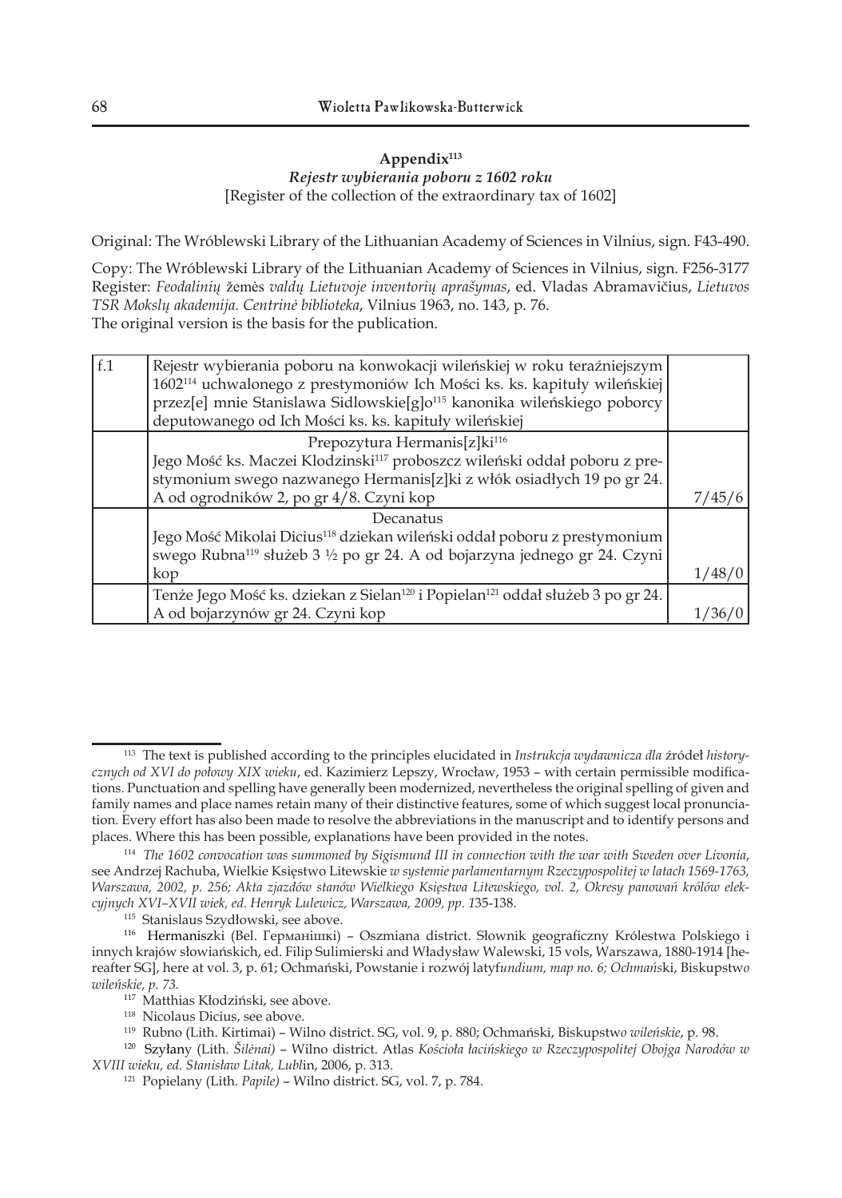## Appendix[113]

### *Rejestr wybierania poboru z 1602 roku*

[Register of the collection of the extraordinary tax of 1602]

Original: The Wróblewski Library of the Lithuanian Academy of Sciences in Vilnius, sign. F43-490.

Copy: The Wróblewski Library of the Lithuanian Academy of Sciences in Vilnius, sign. F256-3177
Register: *Feodalinių* žemės *valdų Lietuvoje inventorių aprašymas*, ed. Vladas Abramavičius, *Lietuvos TSR Mokslų akademija. Centrinė biblioteka*, Vilnius 1963, no. 143, p. 76.
The original version is the basis for the publication.

| f.1 | Rejestr wybierania poboru na konwokacji wileńskiej w roku teraźniejszym 1602[114] uchwalonego z prestymoniów Ich Mości ks. ks. kapituły wileńskiej przez[e] mnie Stanislawa Sidlowskie[g]o[115] kanonika wileńskiego poborcy deputowanego od Ich Mości ks. ks. kapituły wileńskiej | |
|---|---|---|
| | Prepozytura Hermanis[z]ki[116] Jego Mość ks. Maczei Klodzinski[117] proboszcz wileński oddał poboru z prestymonium swego nazwanego Hermanis[z]ki z włók osiadłych 19 po gr 24. A od ogrodników 2, po gr 4/8. Czyni kop | 7/45/6 |
| | Decanatus Jego Mość Mikolai Dicius[118] dziekan wileński oddał poboru z prestymonium swego Rubna[119] służeb 3 ½ po gr 24. A od bojarzyna jednego gr 24. Czyni kop | 1/48/0 |
| | Tenże Jego Mość ks. dziekan z Sielan[120] i Popielan[121] oddał służeb 3 po gr 24. A od bojarzynów gr 24. Czyni kop | 1/36/0 |

---

[113] The text is published according to the principles elucidated in *Instrukcja wydawnicza dla* źródeł *historycznych od XVI do połowy XIX wieku*, ed. Kazimierz Lepszy, Wrocław, 1953 – with certain permissible modifications. Punctuation and spelling have generally been modernized, nevertheless the original spelling of given and family names and place names retain many of their distinctive features, some of which suggest local pronunciation. Every effort has also been made to resolve the abbreviations in the manuscript and to identify persons and places. Where this has been possible, explanations have been provided in the notes.

[114] *The 1602 convocation was summoned by Sigismund III in connection with the war with Sweden over Livonia*, see Andrzej Rachuba, Wielkie Księstwo Litewskie *w systemie parlamentarnym Rzeczypospolitej w latach 1569-1763, Warszawa, 2002, p. 256; Akta zjazdów stanów Wielkiego Księstwa Litewskiego, vol. 2, Okresy panowań królów elekcyjnych XVI–XVII wiek, ed. Henryk Lulewicz, Warszawa, 2009, pp. 1*35-138.

[115] Stanislaus Szydłowski, see above.

[116] Hermaniszki (Bel. Германішкі) – Oszmiana district. Słownik geograficzny Królestwa Polskiego i innych krajów słowiańskich, ed. Filip Sulimierski and Władysław Walewski, 15 vols, Warszawa, 1880-1914 [hereafter SG], here at vol. 3, p. 61; Ochmański, Powstanie i rozwój latyf*undium, map no. 6; Ochmańs*ki, Biskupstw*o wileńskie, p. 73.*

[117] Matthias Kłodziński, see above.

[118] Nicolaus Dicius, see above.

[119] Rubno (Lith. Kirtimai) – Wilno district. SG, vol. 9, p. 880; Ochmański, Biskupstw*o wileńskie*, p. 98.

[120] Szyłany (Lith. *Šilėnai)* – Wilno district. Atlas *Kościoła łacińskiego w Rzeczypospolitej Obojga Narodów w XVIII wieku, ed. Stanisław Litak, Lubl*in, 2006, p. 313.

[121] Popielany (Lith. *Papile)* – Wilno district. SG, vol. 7, p. 784.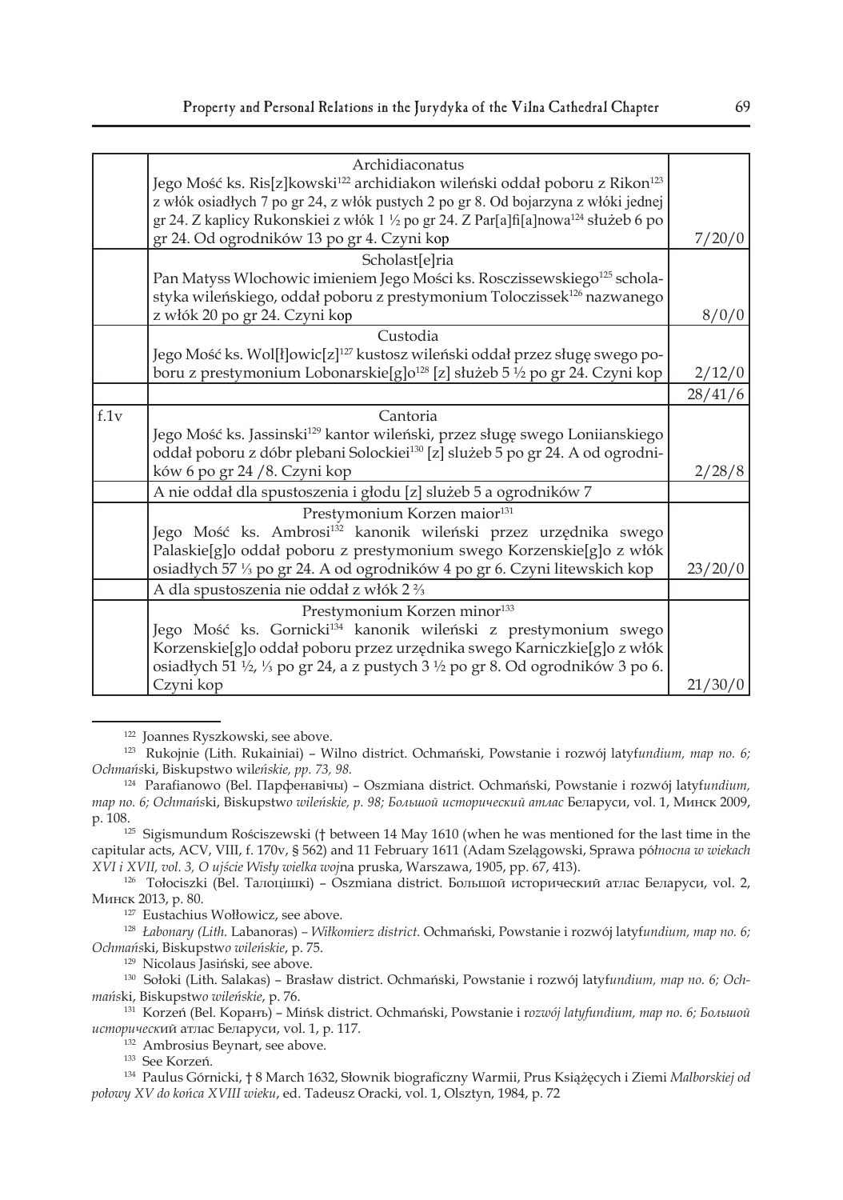| | | |
|---|---|---|
| | Archidiaconatus<br>Jego Mość ks. Ris[z]kowski[122] archidiakon wileński oddał poboru z Rikon[123] z włók osiadłych 7 po gr 24, z włók pustych 2 po gr 8. Od bojarzyna z włóki jednej gr 24. Z kaplicy Rukonskiei z włók 1 ½ po gr 24. Z Par[a]fi[a]nowa[124] służeb 6 po gr 24. Od ogrodników 13 po gr 4. Czyni kop | 7/20/0 |
| | Scholast[e]ria<br>Pan Matyss Wlochowic imieniem Jego Mości ks. Rosczissewskiego[125] scholastyka wileńskiego, oddał poboru z prestymonium Toloczissek[126] nazwanego z włók 20 po gr 24. Czyni kop | 8/0/0 |
| | Custodia<br>Jego Mość ks. Wol[ł]owic[z][127] kustosz wileński oddał przez sługę swego poboru z prestymonium Lobonarskie[g]o[128] [z] służeb 5 ½ po gr 24. Czyni kop | 2/12/0 |
| | | 28/41/6 |
| f.1v | Cantoria<br>Jego Mość ks. Jassinski[129] kantor wileński, przez sługę swego Loniianskiego oddał poboru z dóbr plebani Solockiei[130] [z] służeb 5 po gr 24. A od ogrodników 6 po gr 24 /8. Czyni kop | 2/28/8 |
| | A nie oddał dla spustoszenia i głodu [z] służeb 5 a ogrodników 7 | |
| | Prestymonium Korzen maior[131]<br>Jego Mość ks. Ambrosi[132] kanonik wileński przez urzędnika swego Palaskie[g]o oddał poboru z prestymonium swego Korzenskie[g]o z włók osiadłych 57 ⅓ po gr 24. A od ogrodników 4 po gr 6. Czyni litewskich kop | 23/20/0 |
| | A dla spustoszenia nie oddał z włók 2 ⅔ | |
| | Prestymonium Korzen minor[133]<br>Jego Mość ks. Gornicki[134] kanonik wileński z prestymonium swego Korzenskie[g]o oddał poboru przez urzędnika swego Karniczkie[g]o z włók osiadłych 51 ½, ⅓ po gr 24, a z pustych 3 ½ po gr 8. Od ogrodników 3 po 6. Czyni kop | 21/30/0 |

[122] Joannes Ryszkowski, see above.

[123] Rukojnie (Lith. Rukainiai) – Wilno district. Ochmański, Powstanie i rozwój latyf*undium, map no. 6; Ochmań*ski, Biskupstwo wil*eńskie, pp. 73, 98.*

[124] Parafianowo (Bel. Парфенавічы) – Oszmiana district. Ochmański, Powstanie i rozwój latyf*undium, map no. 6; Ochmań*ski, Biskupstw*o wileńskie, p. 98; Большой исторический атлас* Беларуси, vol. 1, Минск 2009, p. 108.

[125] Sigismundum Rościszewski († between 14 May 1610 (when he was mentioned for the last time in the capitular acts, ACV, VIII, f. 170v, § 562) and 11 February 1611 (Adam Szelągowski, Sprawa pó*łnocna w wiekach XVI i XVII, vol. 3, O ujście Wisły wielka woj*na pruska, Warszawa, 1905, pp. 67, 413).

[126] Tołociszki (Bel. Талоцішкі) – Oszmiana district. Большой исторический атлас Беларуси, vol. 2, Минск 2013, p. 80.

[127] Eustachius Wołłowicz, see above.

[128] *Łabonary (Lith.* Labanoras) *– Wiłkomierz district.* Ochmański, Powstanie i rozwój latyf*undium, map no. 6; Ochmań*ski, Biskupstw*o wileńskie*, p. 75.

[129] Nicolaus Jasiński, see above.

[130] Sołoki (Lith. Salakas) – Brasław district. Ochmański, Powstanie i rozwój latyf*undium, map no. 6; Ochmań*ski, Biskupstw*o wileńskie*, p. 76.

[131] Korzeń (Bel. Корань) – Mińsk district. Ochmański, Powstanie i r*ozwój latyfundium, map no. 6; Большой историческ*ий атлас Беларуси, vol. 1, p. 117.

[132] Ambrosius Beynart, see above.

[133] See Korzeń.

[134] Paulus Górnicki, † 8 March 1632, Słownik biograficzny Warmii, Prus Książęcych i Ziemi *Malborskiej od połowy XV do końca XVIII wieku*, ed. Tadeusz Oracki, vol. 1, Olsztyn, 1984, p. 72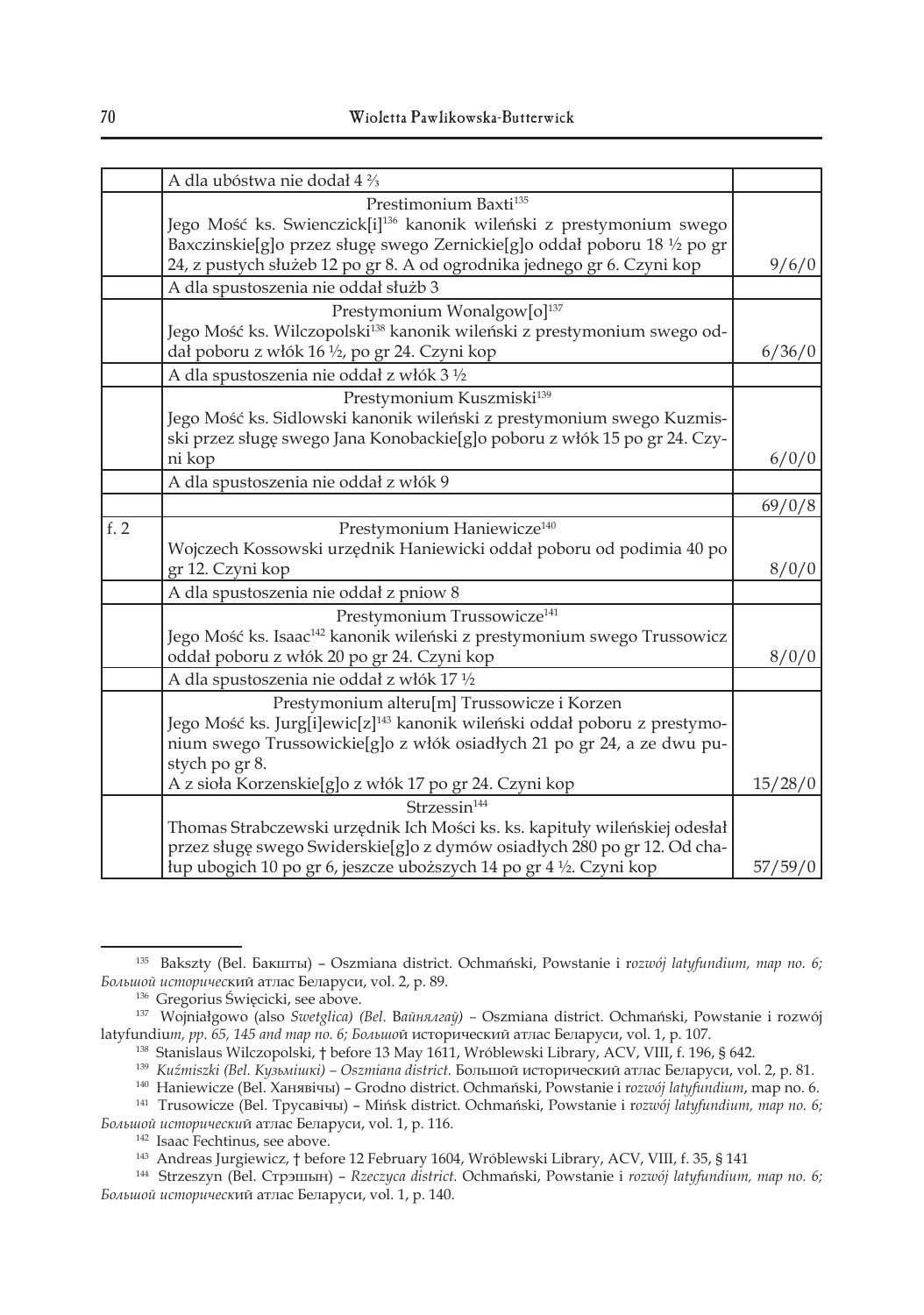| | | |
|---|---|---|
| | A dla ubóstwa nie dodał 4 ⅔ | |
| | Prestimonium Baxti[135]<br>Jego Mość ks. Swienczick[i][136] kanonik wileński z prestymonium swego Baxczinskie[g]o przez sługę swego Zernickie[g]o oddał poboru 18 ½ po gr 24, z pustych służeb 12 po gr 8. A od ogrodnika jednego gr 6. Czyni kop | 9/6/0 |
| | A dla spustoszenia nie oddał służb 3 | |
| | Prestymonium Wonalgow[o][137]<br>Jego Mość ks. Wilczopolski[138] kanonik wileński z prestymonium swego oddał poboru z włók 16 ½, po gr 24. Czyni kop | 6/36/0 |
| | A dla spustoszenia nie oddał z włók 3 ½ | |
| | Prestymonium Kuszmiski[139]<br>Jego Mość ks. Sidlowski kanonik wileński z prestymonium swego Kuzmiski przez sługę swego Jana Konobackie[g]o poboru z włók 15 po gr 24. Czyni kop | 6/0/0 |
| | A dla spustoszenia nie oddał z włók 9 | |
| | | 69/0/8 |
| f. 2 | Prestymonium Haniewicze[140]<br>Wojczech Kossowski urzędnik Haniewicki oddał poboru od podimia 40 po gr 12. Czyni kop | 8/0/0 |
| | A dla spustoszenia nie oddał z pniow 8 | |
| | Prestymonium Trussowicze[141]<br>Jego Mość ks. Isaac[142] kanonik wileński z prestymonium swego Trussowicz oddał poboru z włók 20 po gr 24. Czyni kop | 8/0/0 |
| | A dla spustoszenia nie oddał z włók 17 ½ | |
| | Prestymonium alteru[m] Trussowicze i Korzen<br>Jego Mość ks. Jurg[i]ewic[z][143] kanonik wileński oddał poboru z prestymonium swego Trussowickie[g]o z włók osiadłych 21 po gr 24, a ze dwu pustych po gr 8.<br>A z sioła Korzenskie[g]o z włók 17 po gr 24. Czyni kop | 15/28/0 |
| | Strzessin[144]<br>Thomas Strabczewski urzędnik Ich Mości ks. ks. kapituły wileńskiej odesłał przez sługę swego Swiderskie[g]o z dymów osiadłych 280 po gr 12. Od chałup ubogich 10 po gr 6, jeszcze uboższych 14 po gr 4 ½. Czyni kop | 57/59/0 |

---

[135] Bakszty (Bel. Бакшты) – Oszmiana district. Ochmański, Powstanie i r*ozwój latyfundium, map no. 6; Большой историчес*кий атлас Беларуси, vol. 2, p. 89.

[136] Gregorius Święcicki, see above.

[137] Wojniałgowo (also *Swetglica) (Bel. Вайнялгаў)* – Oszmiana district. Ochmański, Powstanie i rozwój latyfundiu*m, pp. 65, 145 and map no. 6; Большо*й исторический атлас Беларуси, vol. 1, p. 107.

[138] Stanislaus Wilczopolski, † before 13 May 1611, Wróblewski Library, ACV, VIII, f. 196, § 642.

[139] *Kuźmiszki (Bel. Кузьмішкі) – Oszmiana district.* Большой исторический атлас Беларуси, vol. 2, p. 81.

[140] Haniewicze (Bel. Ханявічы) – Grodno district. Ochmański, Powstanie i r*ozwój latyfundium*, map no. 6.

[141] Trusowicze (Bel. Трусавічы) – Mińsk district. Ochmański, Powstanie i r*ozwój latyfundium, map no. 6; Большой исторически*й атлас Беларуси, vol. 1, p. 116.

[142] Isaac Fechtinus, see above.

[143] Andreas Jurgiewicz, † before 12 February 1604, Wróblewski Library, ACV, VIII, f. 35, § 141

[144] Strzeszyn (Bel. Стрэшын) – *Rzeczyca district.* Ochmański, Powstanie i *rozwój latyfundium, map no. 6; Большой исторически*й атлас Беларуси, vol. 1, p. 140.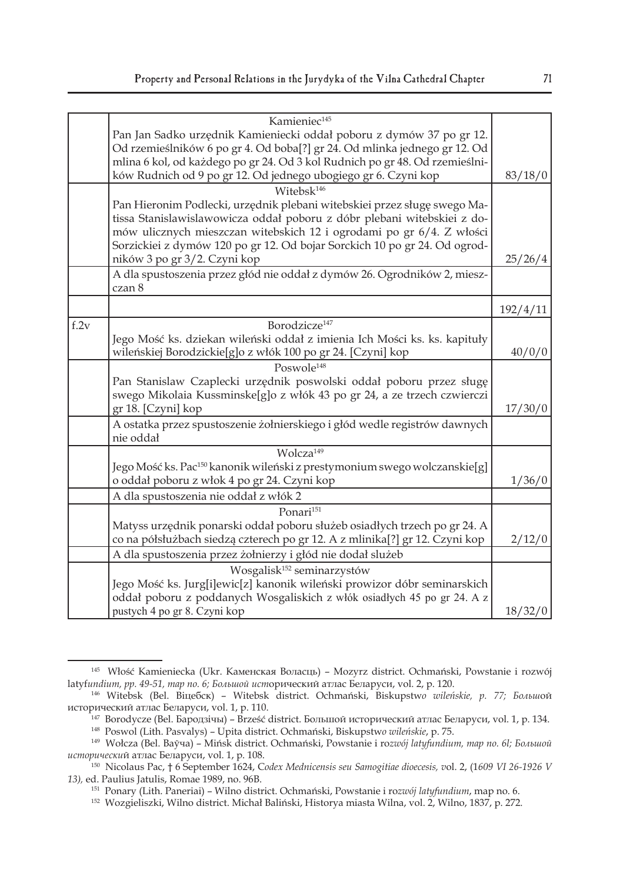| | | |
|---|---|---|
| | Kamieniec[145] Pan Jan Sadko urzędnik Kamieniecki oddał poboru z dymów 37 po gr 12. Od rzemieślników 6 po gr 4. Od boba[?] gr 24. Od mlinka jednego gr 12. Od mlina 6 kol, od każdego po gr 24. Od 3 kol Rudnich po gr 48. Od rzemieślników Rudnich od 9 po gr 12. Od jednego ubogiego gr 6. Czyni kop | 83/18/0 |
| | Witebsk[146] Pan Hieronim Podlecki, urzędnik plebani witebskiei przez sługę swego Matissa Stanislawislawowicza oddał poboru z dóbr plebani witebskiei z domów ulicznych mieszczan witebskich 12 i ogrodami po gr 6/4. Z włości Sorzickiei z dymów 120 po gr 12. Od bojar Sorckich 10 po gr 24. Od ogrodników 3 po gr 3/2. Czyni kop | 25/26/4 |
| | A dla spustoszenia przez głód nie oddał z dymów 26. Ogrodników 2, mieszczan 8 | |
| | | 192/4/11 |
| f.2v | Borodzicze[147] Jego Mość ks. dziekan wileński oddał z imienia Ich Mości ks. ks. kapituły wileńskiej Borodzickie[g]o z włók 100 po gr 24. [Czyni] kop | 40/0/0 |
| | Poswole[148] Pan Stanislaw Czaplecki urzędnik poswolski oddał poboru przez sługę swego Mikolaia Kussminske[g]o z włók 43 po gr 24, a ze trzech czwierczi gr 18. [Czyni] kop | 17/30/0 |
| | A ostatka przez spustoszenie żołnierskiego i głód wedle registrów dawnych nie oddał | |
| | Wolcza[149] Jego Mość ks. Pac[150] kanonik wileński z prestymonium swego wolczanskie[g]o oddał poboru z włok 4 po gr 24. Czyni kop | 1/36/0 |
| | A dla spustoszenia nie oddał z włók 2 | |
| | Ponari[151] Matyss urzędnik ponarski oddał poboru służeb osiadłych trzech po gr 24. A co na półsłużbach siedzą czterech po gr 12. A z mlinika[?] gr 12. Czyni kop | 2/12/0 |
| | A dla spustoszenia przez żołnierzy i głód nie dodał służeb | |
| | Wosgalisk[152] seminarzystów Jego Mość ks. Jurg[i]ewic[z] kanonik wileński prowizor dóbr seminarskich oddał poboru z poddanych Wosgaliskich z włók osiadłych 45 po gr 24. A z pustych 4 po gr 8. Czyni kop | 18/32/0 |

---

[145] Włość Kamieniecka (Ukr. Каменская Воласць) – Mozyrz district. Ochmański, Powstanie i rozwój latyf*undium, pp. 49-51, map no. 6; Большой ист*орический атлас Беларуси, vol. 2, p. 120.

[146] Witebsk (Bel. Віцебск) – Witebsk district. Ochmański, Biskupstw*o wileńskie, p. 77; Больш*ой исторический атлас Беларуси, vol. 1, p. 110.

[147] Borodycze (Bel. Барод3ічы) – Brześć district. Большой исторический атлас Беларуси, vol. 1, p. 134.

[148] Poswol (Lith. Pasvalys) – Upita district. Ochmański, Biskupstw*o wileńskie*, p. 75.

[149] Wołcza (Bel. Ваўча) – Mińsk district. Ochmański, Powstanie i r*ozwój latyfundium, map no. 6l; Большой историческ*ий атлас Беларуси, vol. 1, p. 108.

[150] Nicolaus Pac, † 6 September 1624, C*odex Mednicensis seu Samogitiae dioecesis, v*ol. 2, (1*609 VI 26-1926 V 13),* ed. Paulius Jatulis, Romae 1989, no. 96B.

[151] Ponary (Lith. Paneriai) – Wilno district. Ochmański, Powstanie i r*ozwój latyfundium*, map no. 6.

[152] Wozgieliszki, Wilno district. Michał Baliński, Historya miasta Wilna, vol. 2, Wilno, 1837, p. 272.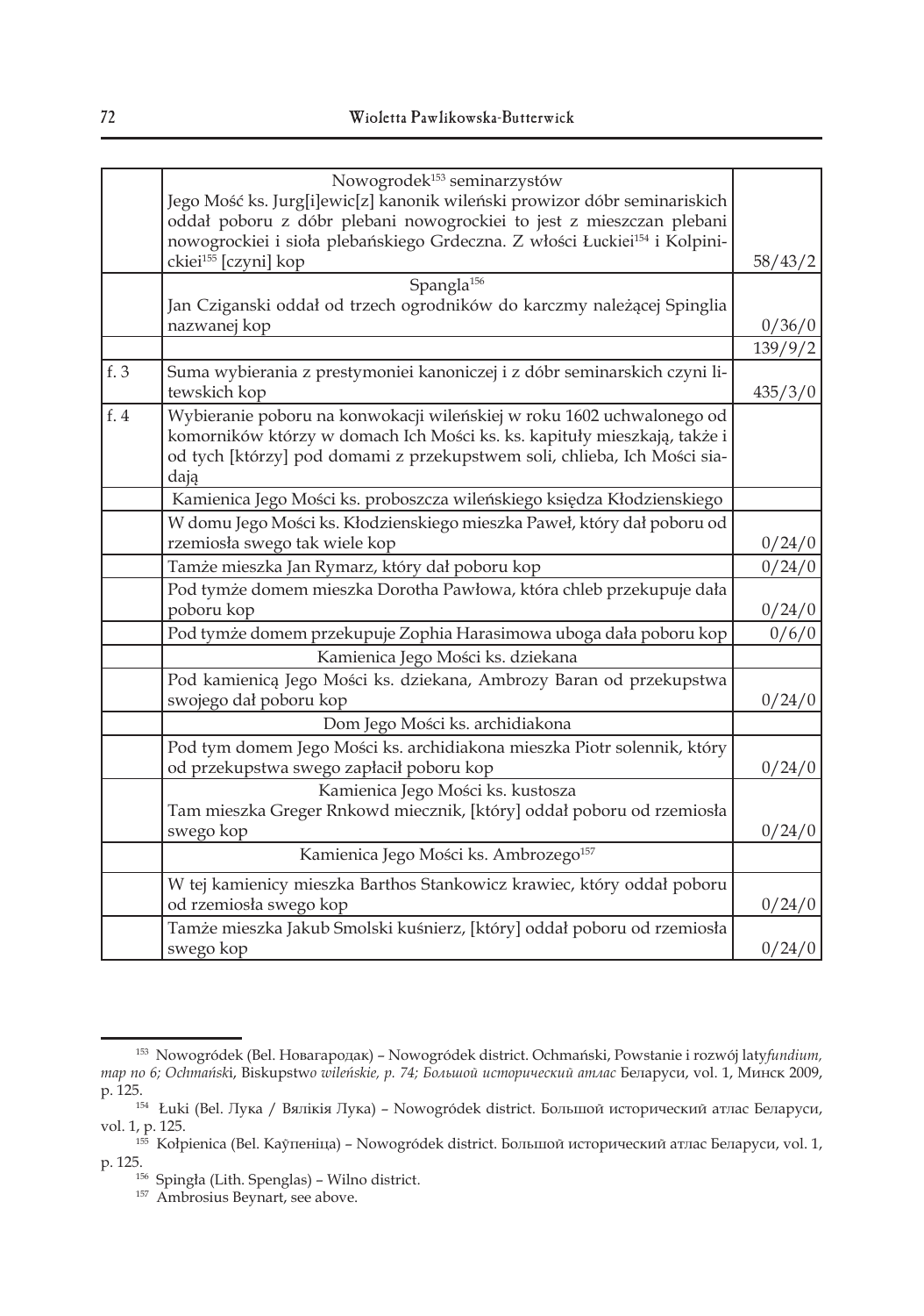| | | |
|---|---|---|
| | Nowogrodek[153] seminarzystów<br>Jego Mość ks. Jurg[i]ewic[z] kanonik wileński prowizor dóbr seminariskich oddał poboru z dóbr plebani nowogrockiei to jest z mieszczan plebani nowogrockiei i sioła plebańskiego Grdeczna. Z włości Łuckiei[154] i Kolpinickiei[155] [czyni] kop | 58/43/2 |
| | Spangla[156]<br>Jan Cziganski oddał od trzech ogrodników do karczmy należącej Spinglia nazwanej kop | 0/36/0 |
| | | 139/9/2 |
| f. 3 | Suma wybierania z prestymoniei kanoniczej i z dóbr seminarskich czyni litewskich kop | 435/3/0 |
| f. 4 | Wybieranie poboru na konwokacji wileńskiej w roku 1602 uchwalonego od komorników którzy w domach Ich Mości ks. ks. kapituły mieszkają, także i od tych [którzy] pod domami z przekupstwem soli, chlieba, Ich Mości siadają | |
| | Kamienica Jego Mości ks. proboszcza wileńskiego księdza Kłodzienskiego | |
| | W domu Jego Mości ks. Kłodzienskiego mieszka Paweł, który dał poboru od rzemiosła swego tak wiele kop | 0/24/0 |
| | Tamże mieszka Jan Rymarz, który dał poboru kop | 0/24/0 |
| | Pod tymże domem mieszka Dorotha Pawłowa, która chleb przekupuje dała poboru kop | 0/24/0 |
| | Pod tymże domem przekupuje Zophia Harasimowa uboga dała poboru kop | 0/6/0 |
| | Kamienica Jego Mości ks. dziekana | |
| | Pod kamienicą Jego Mości ks. dziekana, Ambrozy Baran od przekupstwa swojego dał poboru kop | 0/24/0 |
| | Dom Jego Mości ks. archidiakona | |
| | Pod tym domem Jego Mości ks. archidiakona mieszka Piotr solennik, który od przekupstwa swego zapłacił poboru kop | 0/24/0 |
| | Kamienica Jego Mości ks. kustosza<br>Tam mieszka Greger Rnkowd miecznik, [który] oddał poboru od rzemiosła swego kop | 0/24/0 |
| | Kamienica Jego Mości ks. Ambrozego[157] | |
| | W tej kamienicy mieszka Barthos Stankowicz krawiec, który oddał poboru od rzemiosła swego kop | 0/24/0 |
| | Tamże mieszka Jakub Smolski kuśnierz, [który] oddał poboru od rzemiosła swego kop | 0/24/0 |

[153] Nowogródek (Bel. Навагародак) – Nowogródek district. Ochmański, Powstanie i rozwój laty*fundium, map no 6; Ochmańsk*i, Biskupstw*o wileńskie, p. 74; Большой исторический атлас* Беларуси, vol. 1, Минск 2009, p. 125.

[154] Łuki (Bel. Лука / Вялікія Лука) – Nowogródek district. Большой исторический атлас Беларуси, vol. 1, p. 125.

[155] Kołpienica (Bel. Каўпеніца) – Nowogródek district. Большой исторический атлас Беларуси, vol. 1, p. 125.

[156] Spingła (Lith. Spenglas) – Wilno district.

[157] Ambrosius Beynart, see above.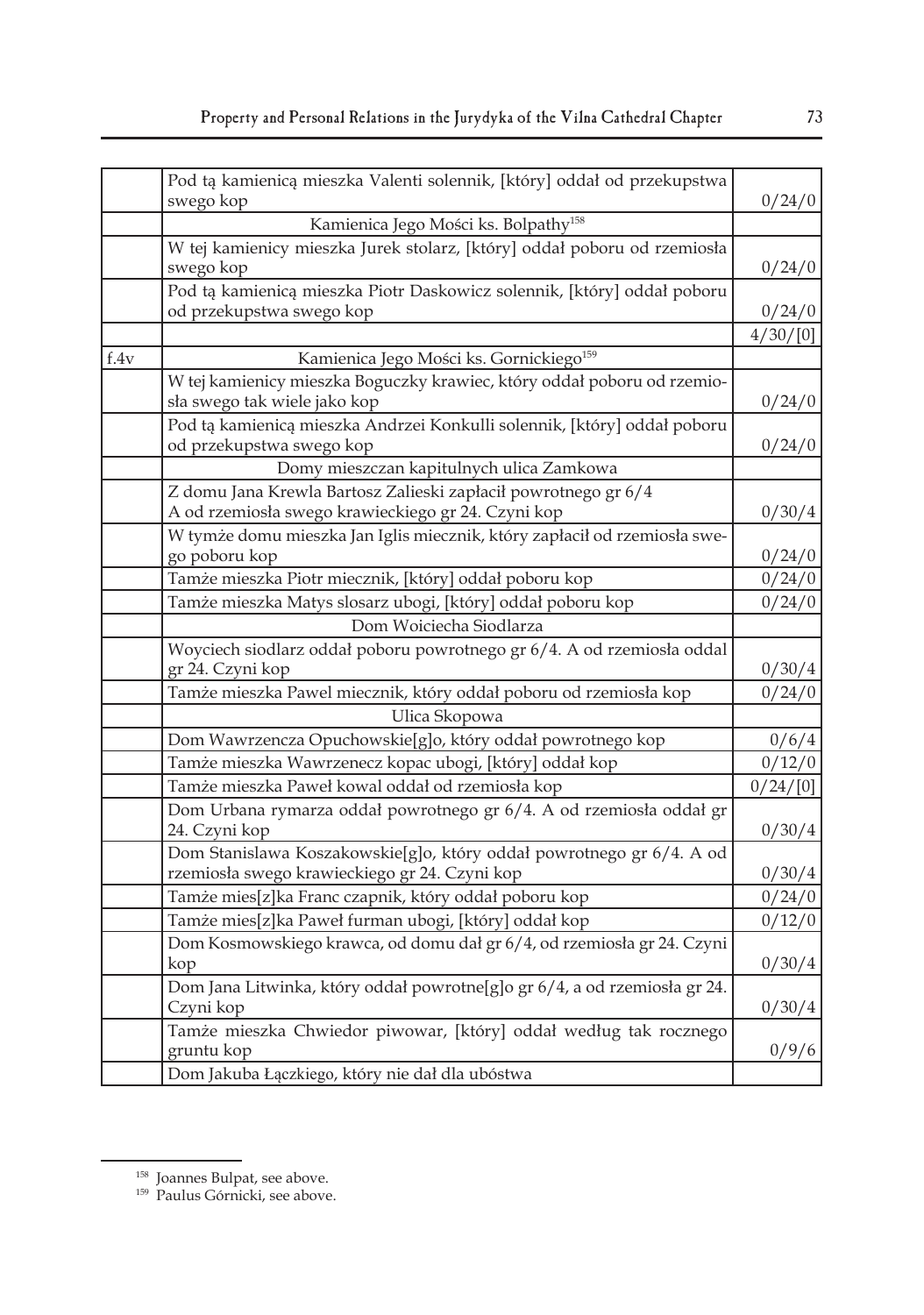| | | |
|---|---|---|
| | Pod tą kamienicą mieszka Valenti solennik, [który] oddał od przekupstwa swego kop | 0/24/0 |
| | Kamienica Jego Mości ks. Bolpathy[158] | |
| | W tej kamienicy mieszka Jurek stolarz, [który] oddał poboru od rzemiosła swego kop | 0/24/0 |
| | Pod tą kamienicą mieszka Piotr Daskowicz solennik, [który] oddał poboru od przekupstwa swego kop | 0/24/0 |
| | | 4/30/[0] |
| f.4v | Kamienica Jego Mości ks. Gornickiego[159] | |
| | W tej kamienicy mieszka Boguczky krawiec, który oddał poboru od rzemiosła swego tak wiele jako kop | 0/24/0 |
| | Pod tą kamienicą mieszka Andrzei Konkulli solennik, [który] oddał poboru od przekupstwa swego kop | 0/24/0 |
| | Domy mieszczan kapitulnych ulica Zamkowa | |
| | Z domu Jana Krewla Bartosz Zalieski zapłacił powrotnego gr 6/4 A od rzemiosła swego krawieckiego gr 24. Czyni kop | 0/30/4 |
| | W tymże domu mieszka Jan Iglis miecznik, który zapłacił od rzemiosła swego poboru kop | 0/24/0 |
| | Tamże mieszka Piotr miecznik, [który] oddał poboru kop | 0/24/0 |
| | Tamże mieszka Matys slosarz ubogi, [który] oddał poboru kop | 0/24/0 |
| | Dom Woiciecha Siodlarza | |
| | Woyciech siodlarz oddał poboru powrotnego gr 6/4. A od rzemiosła oddal gr 24. Czyni kop | 0/30/4 |
| | Tamże mieszka Pawel miecznik, który oddał poboru od rzemiosła kop | 0/24/0 |
| | Ulica Skopowa | |
| | Dom Wawrzencza Opuchowskie[g]o, który oddał powrotnego kop | 0/6/4 |
| | Tamże mieszka Wawrzenecz kopac ubogi, [który] oddał kop | 0/12/0 |
| | Tamże mieszka Paweł kowal oddał od rzemiosła kop | 0/24/[0] |
| | Dom Urbana rymarza oddał powrotnego gr 6/4. A od rzemiosła oddał gr 24. Czyni kop | 0/30/4 |
| | Dom Stanislawa Koszakowskie[g]o, który oddał powrotnego gr 6/4. A od rzemiosła swego krawieckiego gr 24. Czyni kop | 0/30/4 |
| | Tamże mies[z]ka Franc czapnik, który oddał poboru kop | 0/24/0 |
| | Tamże mies[z]ka Paweł furman ubogi, [który] oddał kop | 0/12/0 |
| | Dom Kosmowskiego krawca, od domu dał gr 6/4, od rzemiosła gr 24. Czyni kop | 0/30/4 |
| | Dom Jana Litwinka, który oddał powrotne[g]o gr 6/4, a od rzemiosła gr 24. Czyni kop | 0/30/4 |
| | Tamże mieszka Chwiedor piwowar, [który] oddał według tak rocznego gruntu kop | 0/9/6 |
| | Dom Jakuba Łączkiego, który nie dał dla ubóstwa | |

[158] Joannes Bulpat, see above.

[159] Paulus Górnicki, see above.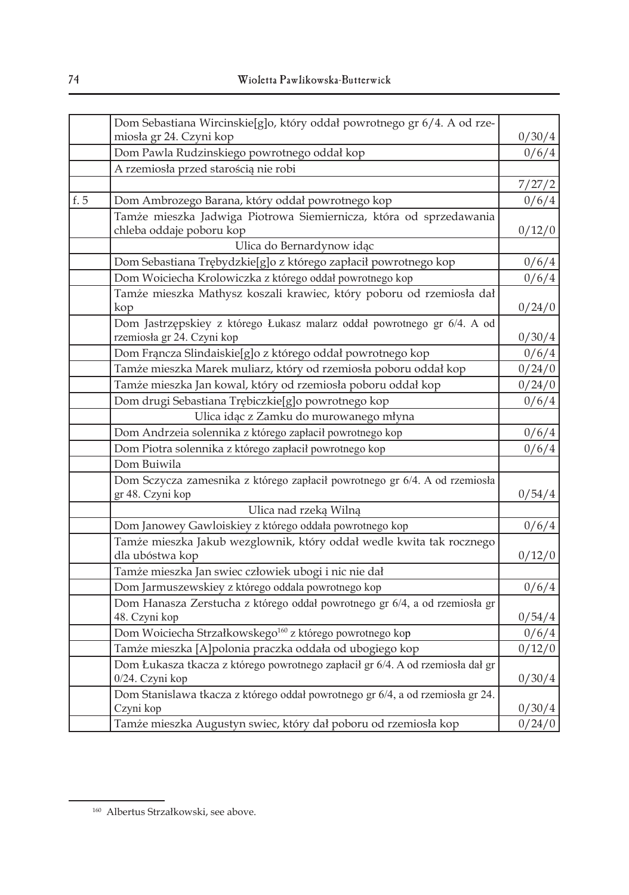| | | |
|---|---|---|
| | Dom Sebastiana Wircinskie[g]o, który oddał powrotnego gr 6/4. A od rzemiosła gr 24. Czyni kop | 0/30/4 |
| | Dom Pawla Rudzinskiego powrotnego oddał kop | 0/6/4 |
| | A rzemiosła przed starością nie robi | |
| | | 7/27/2 |
| f. 5 | Dom Ambrozego Barana, który oddał powrotnego kop | 0/6/4 |
| | Tamże mieszka Jadwiga Piotrowa Siemiernicza, która od sprzedawania chleba oddaje poboru kop | 0/12/0 |
| | Ulica do Bernardynow idąc | |
| | Dom Sebastiana Trębydzkie[g]o z którego zapłacił powrotnego kop | 0/6/4 |
| | Dom Woiciecha Krolowiczka z którego oddał powrotnego kop | 0/6/4 |
| | Tamże mieszka Mathysz koszali krawiec, który poboru od rzemiosła dał kop | 0/24/0 |
| | Dom Jastrzępskiey z którego Łukasz malarz oddał powrotnego gr 6/4. A od rzemiosła gr 24. Czyni kop | 0/30/4 |
| | Dom Frąncza Slindaiskie[g]o z którego oddał powrotnego kop | 0/6/4 |
| | Tamże mieszka Marek muliarz, który od rzemiosła poboru oddał kop | 0/24/0 |
| | Tamże mieszka Jan kowal, który od rzemiosła poboru oddał kop | 0/24/0 |
| | Dom drugi Sebastiana Trębiczkie[g]o powrotnego kop | 0/6/4 |
| | Ulica idąc z Zamku do murowanego młyna | |
| | Dom Andrzeia solennika z którego zapłacił powrotnego kop | 0/6/4 |
| | Dom Piotra solennika z którego zapłacił powrotnego kop | 0/6/4 |
| | Dom Buiwila | |
| | Dom Sczycza zamesnika z którego zapłacił powrotnego gr 6/4. A od rzemiosła gr 48. Czyni kop | 0/54/4 |
| | Ulica nad rzeką Wilną | |
| | Dom Janowey Gawloiskiey z którego oddała powrotnego kop | 0/6/4 |
| | Tamże mieszka Jakub wezglownik, który oddał wedle kwita tak rocznego dla ubóstwa kop | 0/12/0 |
| | Tamże mieszka Jan swiec człowiek ubogi i nic nie dał | |
| | Dom Jarmuszewskiey z którego oddala powrotnego kop | 0/6/4 |
| | Dom Hanasza Zerstucha z którego oddał powrotnego gr 6/4, a od rzemiosła gr 48. Czyni kop | 0/54/4 |
| | Dom Woiciecha Strzałkowskego[160] z którego powrotnego kop | 0/6/4 |
| | Tamże mieszka [A]polonia praczka oddała od ubogiego kop | 0/12/0 |
| | Dom Łukasza tkacza z którego powrotnego zapłacił gr 6/4. A od rzemiosła dał gr 0/24. Czyni kop | 0/30/4 |
| | Dom Stanislawa tkacza z którego oddał powrotnego gr 6/4, a od rzemiosła gr 24. Czyni kop | 0/30/4 |
| | Tamże mieszka Augustyn swiec, który dał poboru od rzemiosła kop | 0/24/0 |

[160] Albertus Strzałkowski, see above.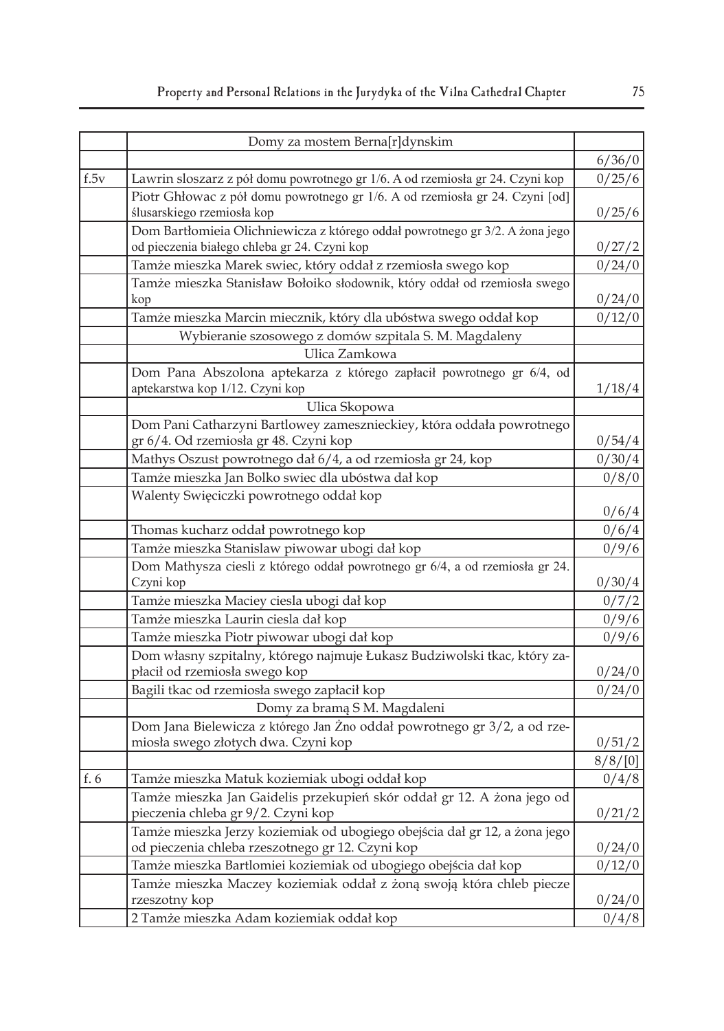| | Domy za mostem Berna[r]dynskim | |
|---|---|---|
| | | 6/36/0 |
| f.5v | Lawrin sloszarz z pół domu powrotnego gr 1/6. A od rzemiosła gr 24. Czyni kop | 0/25/6 |
| | Piotr Ghłowac z pół domu powrotnego gr 1/6. A od rzemiosła gr 24. Czyni [od] ślusarskiego rzemiosła kop | 0/25/6 |
| | Dom Bartłomieia Olichniewicza z którego oddał powrotnego gr 3/2. A żona jego od pieczenia białego chleba gr 24. Czyni kop | 0/27/2 |
| | Tamże mieszka Marek swiec, który oddał z rzemiosła swego kop | 0/24/0 |
| | Tamże mieszka Stanisław Bołoiko słodownik, który oddał od rzemiosła swego kop | 0/24/0 |
| | Tamże mieszka Marcin miecznik, który dla ubóstwa swego oddał kop | 0/12/0 |
| | Wybieranie szosowego z domów szpitala S. M. Magdaleny | |
| | Ulica Zamkowa | |
| | Dom Pana Abszolona aptekarza z którego zapłacił powrotnego gr 6/4, od aptekarstwa kop 1/12. Czyni kop | 1/18/4 |
| | Ulica Skopowa | |
| | Dom Pani Catharzyni Bartlowey zamesznieckiey, która oddała powrotnego gr 6/4. Od rzemiosła gr 48. Czyni kop | 0/54/4 |
| | Mathys Oszust powrotnego dał 6/4, a od rzemiosła gr 24, kop | 0/30/4 |
| | Tamże mieszka Jan Bolko swiec dla ubóstwa dał kop | 0/8/0 |
| | Walenty Święciczki powrotnego oddał kop | 0/6/4 |
| | Thomas kucharz oddał powrotnego kop | 0/6/4 |
| | Tamże mieszka Stanislaw piwowar ubogi dał kop | 0/9/6 |
| | Dom Mathysza ciesli z którego oddał powrotnego gr 6/4, a od rzemiosła gr 24. Czyni kop | 0/30/4 |
| | Tamże mieszka Maciey ciesla ubogi dał kop | 0/7/2 |
| | Tamże mieszka Laurin ciesla dał kop | 0/9/6 |
| | Tamże mieszka Piotr piwowar ubogi dał kop | 0/9/6 |
| | Dom własny szpitalny, którego najmuje Łukasz Budziwolski tkac, który zapłacił od rzemiosła swego kop | 0/24/0 |
| | Bagili tkac od rzemiosła swego zapłacił kop | 0/24/0 |
| | Domy za bramą S M. Magdaleni | |
| | Dom Jana Bielewicza z którego Jan Żno oddał powrotnego gr 3/2, a od rzemiosła swego złotych dwa. Czyni kop | 0/51/2 |
| | | 8/8/[0] |
| f. 6 | Tamże mieszka Matuk koziemiak ubogi oddał kop | 0/4/8 |
| | Tamże mieszka Jan Gaidelis przekupień skór oddał gr 12. A żona jego od pieczenia chleba gr 9/2. Czyni kop | 0/21/2 |
| | Tamże mieszka Jerzy koziemiak od ubogiego obejścia dał gr 12, a żona jego od pieczenia chleba rzeszotnego gr 12. Czyni kop | 0/24/0 |
| | Tamże mieszka Bartlomiei koziemiak od ubogiego obejścia dał kop | 0/12/0 |
| | Tamże mieszka Maczey koziemiak oddał z żoną swoją która chleb piecze rzeszotny kop | 0/24/0 |
| | 2 Tamże mieszka Adam koziemiak oddał kop | 0/4/8 |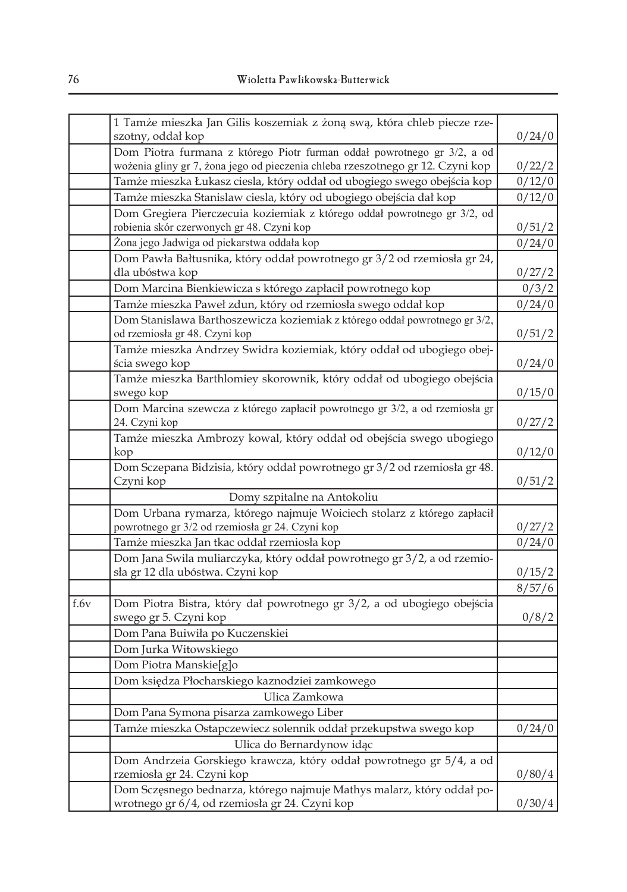| | | |
|---|---|---|
| | 1 Tamże mieszka Jan Gilis koszemiak z żoną swą, która chleb piecze rzeszotny, oddał kop | 0/24/0 |
| | Dom Piotra furmana z którego Piotr furman oddał powrotnego gr 3/2, a od wożenia gliny gr 7, żona jego od pieczenia chleba rzeszotnego gr 12. Czyni kop | 0/22/2 |
| | Tamże mieszka Łukasz ciesla, który oddał od ubogiego swego obejścia kop | 0/12/0 |
| | Tamże mieszka Stanislaw ciesla, który od ubogiego obejścia dał kop | 0/12/0 |
| | Dom Gregiera Pierczecuia koziemiak z którego oddał powrotnego gr 3/2, od robienia skór czerwonych gr 48. Czyni kop | 0/51/2 |
| | Żona jego Jadwiga od piekarstwa oddała kop | 0/24/0 |
| | Dom Pawła Bałtusnika, który oddał powrotnego gr 3/2 od rzemiosła gr 24, dla ubóstwa kop | 0/27/2 |
| | Dom Marcina Bienkiewicza s którego zapłacił powrotnego kop | 0/3/2 |
| | Tamże mieszka Paweł zdun, który od rzemiosła swego oddał kop | 0/24/0 |
| | Dom Stanislawa Barthoszewicza koziemiak z którego oddał powrotnego gr 3/2, od rzemiosła gr 48. Czyni kop | 0/51/2 |
| | Tamże mieszka Andrzey Swidra koziemiak, który oddał od ubogiego obejścia swego kop | 0/24/0 |
| | Tamże mieszka Barthlomiey skorownik, który oddał od ubogiego obejścia swego kop | 0/15/0 |
| | Dom Marcina szewcza z którego zapłacił powrotnego gr 3/2, a od rzemiosła gr 24. Czyni kop | 0/27/2 |
| | Tamże mieszka Ambrozy kowal, który oddał od obejścia swego ubogiego kop | 0/12/0 |
| | Dom Sczepana Bidzisia, który oddał powrotnego gr 3/2 od rzemiosła gr 48. Czyni kop | 0/51/2 |
| | Domy szpitalne na Antokoliu | |
| | Dom Urbana rymarza, którego najmuje Woiciech stolarz z którego zapłacił powrotnego gr 3/2 od rzemiosła gr 24. Czyni kop | 0/27/2 |
| | Tamże mieszka Jan tkac oddał rzemiosła kop | 0/24/0 |
| | Dom Jana Swila muliarczyka, który oddał powrotnego gr 3/2, a od rzemiosła gr 12 dla ubóstwa. Czyni kop | 0/15/2 |
| | | 8/57/6 |
| f.6v | Dom Piotra Bistra, który dał powrotnego gr 3/2, a od ubogiego obejścia swego gr 5. Czyni kop | 0/8/2 |
| | Dom Pana Buiwiła po Kuczenskiei | |
| | Dom Jurka Witowskiego | |
| | Dom Piotra Manskie[g]o | |
| | Dom księdza Płocharskiego kaznodziei zamkowego | |
| | Ulica Zamkowa | |
| | Dom Pana Symona pisarza zamkowego Liber | |
| | Tamże mieszka Ostapczewiecz solennik oddał przekupstwa swego kop | 0/24/0 |
| | Ulica do Bernardynow idąc | |
| | Dom Andrzeia Gorskiego krawcza, który oddał powrotnego gr 5/4, a od rzemiosła gr 24. Czyni kop | 0/80/4 |
| | Dom Sczęsnego bednarza, którego najmuje Mathys malarz, który oddał powrotnego gr 6/4, od rzemiosła gr 24. Czyni kop | 0/30/4 |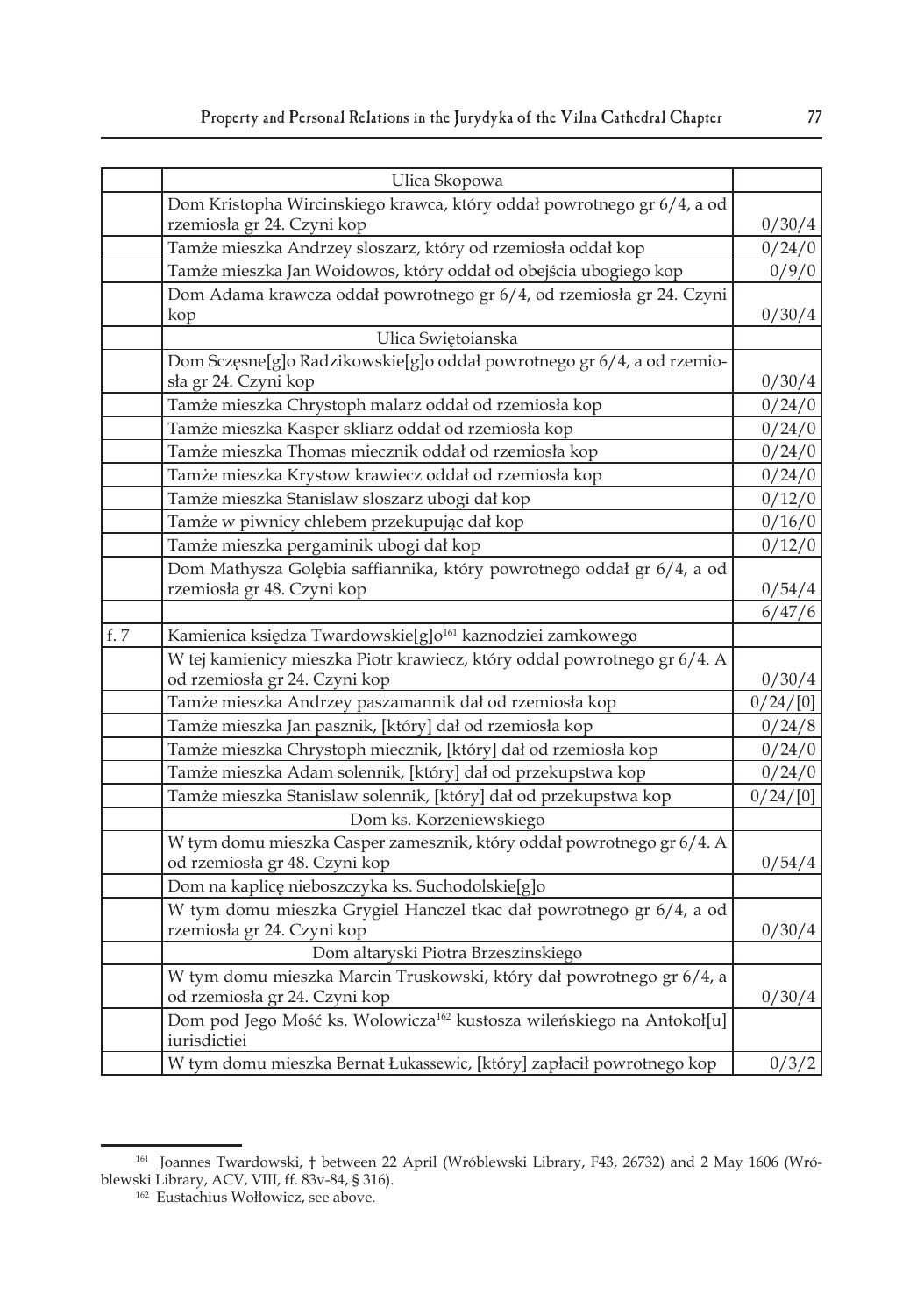| | Ulica Skopowa | |
|---|---|---|
| | Dom Kristopha Wircinskiego krawca, który oddał powrotnego gr 6/4, a od rzemiosła gr 24. Czyni kop | 0/30/4 |
| | Tamże mieszka Andrzey sloszarz, który od rzemiosła oddał kop | 0/24/0 |
| | Tamże mieszka Jan Woidowos, który oddał od obejścia ubogiego kop | 0/9/0 |
| | Dom Adama krawcza oddał powrotnego gr 6/4, od rzemiosła gr 24. Czyni kop | 0/30/4 |
| | Ulica Swiętoianska | |
| | Dom Sczęsne[g]o Radzikowskie[g]o oddał powrotnego gr 6/4, a od rzemiosła gr 24. Czyni kop | 0/30/4 |
| | Tamże mieszka Chrystoph malarz oddał od rzemiosła kop | 0/24/0 |
| | Tamże mieszka Kasper skliarz oddał od rzemiosła kop | 0/24/0 |
| | Tamże mieszka Thomas miecznik oddał od rzemiosła kop | 0/24/0 |
| | Tamże mieszka Krystow krawiecz oddał od rzemiosła kop | 0/24/0 |
| | Tamże mieszka Stanislaw sloszarz ubogi dał kop | 0/12/0 |
| | Tamże w piwnicy chlebem przekupując dał kop | 0/16/0 |
| | Tamże mieszka pergaminik ubogi dał kop | 0/12/0 |
| | Dom Mathysza Golębia saffiannika, który powrotnego oddał gr 6/4, a od rzemiosła gr 48. Czyni kop | 0/54/4 |
| | | 6/47/6 |
| f. 7 | Kamienica księdza Twardowskie[g]o[161] kaznodziei zamkowego | |
| | W tej kamienicy mieszka Piotr krawiecz, który oddal powrotnego gr 6/4. A od rzemiosła gr 24. Czyni kop | 0/30/4 |
| | Tamże mieszka Andrzey paszamannik dał od rzemiosła kop | 0/24/[0] |
| | Tamże mieszka Jan pasznik, [który] dał od rzemiosła kop | 0/24/8 |
| | Tamże mieszka Chrystoph miecznik, [który] dał od rzemiosła kop | 0/24/0 |
| | Tamże mieszka Adam solennik, [który] dał od przekupstwa kop | 0/24/0 |
| | Tamże mieszka Stanislaw solennik, [który] dał od przekupstwa kop | 0/24/[0] |
| | Dom ks. Korzeniewskiego | |
| | W tym domu mieszka Casper zamesznik, który oddał powrotnego gr 6/4. A od rzemiosła gr 48. Czyni kop | 0/54/4 |
| | Dom na kaplicę nieboszczyka ks. Suchodolskie[g]o | |
| | W tym domu mieszka Grygiel Hanczel tkac dał powrotnego gr 6/4, a od rzemiosła gr 24. Czyni kop | 0/30/4 |
| | Dom altaryski Piotra Brzeszinskiego | |
| | W tym domu mieszka Marcin Truskowski, który dał powrotnego gr 6/4, a od rzemiosła gr 24. Czyni kop | 0/30/4 |
| | Dom pod Jego Mość ks. Wolowicza[162] kustosza wileńskiego na Antokoł[u] iurisdictiei | |
| | W tym domu mieszka Bernat Łukassewic, [który] zapłacił powrotnego kop | 0/3/2 |

[161] Joannes Twardowski, † between 22 April (Wróblewski Library, F43, 26732) and 2 May 1606 (Wróblewski Library, ACV, VIII, ff. 83v-84, § 316).

[162] Eustachius Wołłowicz, see above.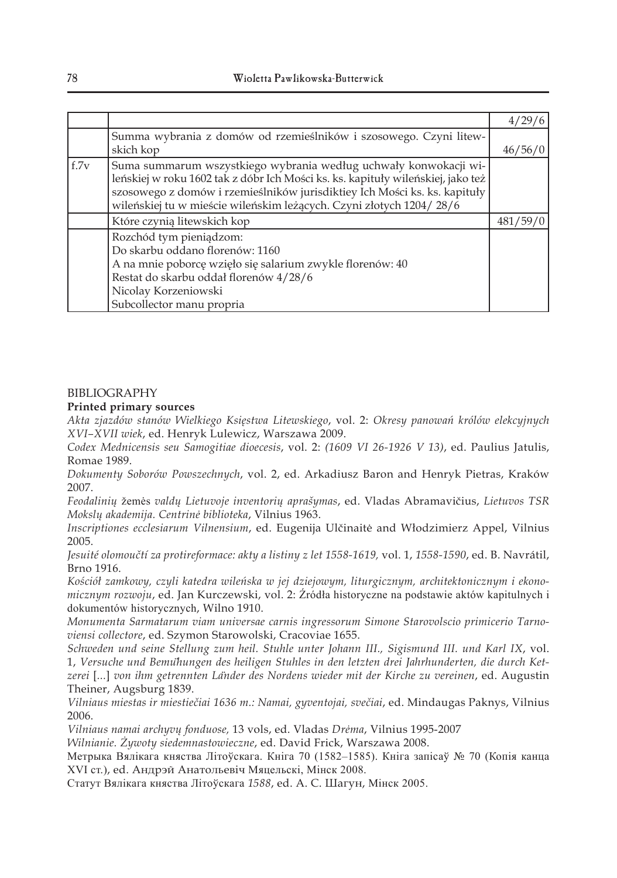|  |  | 4/29/6 |
|---|---|---|
|  | Summa wybrania z domów od rzemieślników i szosowego. Czyni litewskich kop | 46/56/0 |
| f.7v | Suma summarum wszystkiego wybrania według uchwały konwokacji wileńskiej w roku 1602 tak z dóbr Ich Mości ks. ks. kapituły wileńskiej, jako też szosowego z domów i rzemieślników jurisdiktiey Ich Mości ks. ks. kapituły wileńskiej tu w mieście wileńskim leżących. Czyni złotych 1204/ 28/6 |  |
|  | Które czynią litewskich kop | 481/59/0 |
|  | Rozchód tym pieniądzom:<br>Do skarbu oddano florenów: 1160<br>A na mnie poborcę wzięło się salarium zwykle florenów: 40<br>Restat do skarbu oddał florenów 4/28/6<br>Nicolay Korzeniowski<br>Subcollector manu propria |  |

## BIBLIOGRAPHY

### Printed primary sources

*Akta zjazdów stanów Wielkiego Księstwa Litewskiego*, vol. 2: *Okresy panowań królów elekcyjnych XVI–XVII wiek*, ed. Henryk Lulewicz, Warszawa 2009.

*Codex Mednicensis seu Samogitiae dioecesis*, vol. 2: *(1609 VI 26-1926 V 13)*, ed. Paulius Jatulis, Romae 1989.

*Dokumenty Soborów Powszechnych*, vol. 2, ed. Arkadiusz Baron and Henryk Pietras, Kraków 2007.

*Feodalinių* žemės *valdų Lietuvoje inventorių aprašymas*, ed. Vladas Abramavičius, *Lietuvos TSR Mokslų akademija. Centrinė biblioteka*, Vilnius 1963.

*Inscriptiones ecclesiarum Vilnensium*, ed. Eugenija Ulčinaitė and Włodzimierz Appel, Vilnius 2005.

*Jesuité olomoučtí za protireformace: akty a listiny z let 1558-1619,* vol. 1, *1558-1590*, ed. B. Navrátil, Brno 1916.

*Kościół zamkowy, czyli katedra wileńska w jej dziejowym, liturgicznym, architektonicznym i ekonomicznym rozwoju*, ed. Jan Kurczewski, vol. 2: Źródła historyczne na podstawie aktów kapitulnych i dokumentów historycznych, Wilno 1910.

*Monumenta Sarmatarum viam universae carnis ingressorum Simone Starovolscio primicerio Tarnoviensi collectore*, ed. Szymon Starowolski, Cracoviae 1655.

*Schweden und seine Stellung zum heil. Stuhle unter Johann III., Sigismund III. und Karl IX*, vol. 1, *Versuche und Bemühungen des heiligen Stuhles in den letzten drei Jahrhunderten, die durch Ketzerei* [...] *von ihm getrennten Länder des Nordens wieder mit der Kirche zu vereinen*, ed. Augustin Theiner, Augsburg 1839.

*Vilniaus miestas ir miestiečiai 1636 m.: Namai, gyventojai, svečiai*, ed. Mindaugas Paknys, Vilnius 2006.

*Vilniaus namai archyvų fonduose,* 13 vols, ed. Vladas *Drėma*, Vilnius 1995-2007

*Wilnianie. Żywoty siedemnastowieczne*, ed. David Frick, Warszawa 2008.

Метрыка Вялікага княства Літоўскага. Кніга 70 (1582–1585). Кніга запісаў № 70 (Копія канца XVI ст.), ed. Андрэй Анатольевіч Мяцельскі, Мінск 2008.

Статут Вялікага княства Літоўскага *1588*, ed. А. С. Шагун, Мінск 2005.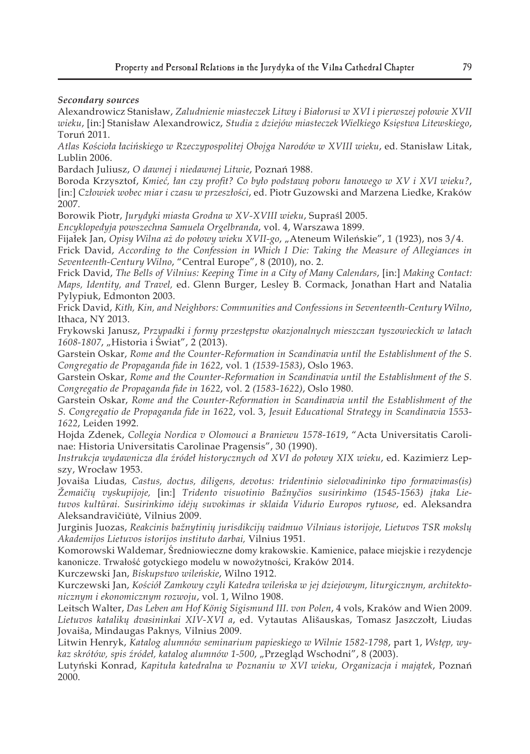***Secondary sources***

Alexandrowicz Stanisław, *Zaludnienie miasteczek Litwy i Białorusi w XVI i pierwszej połowie XVII wieku*, [in:] Stanisław Alexandrowicz, *Studia z dziejów miasteczek Wielkiego Księstwa Litewskiego*, Toruń 2011.

*Atlas Kościoła łacińskiego w Rzeczypospolitej Obojga Narodów w XVIII wieku*, ed. Stanisław Litak, Lublin 2006.

Bardach Juliusz, *O dawnej i niedawnej Litwie*, Poznań 1988.

Boroda Krzysztof, *Kmieć, łan czy profit? Co było podstawą poboru łanowego w XV i XVI wieku?*, [in:] *Człowiek wobec miar i czasu w przeszłości*, ed. Piotr Guzowski and Marzena Liedke, Kraków 2007.

Borowik Piotr, *Jurydyki miasta Grodna w XV-XVIII wieku*, Supraśl 2005.

*Encyklopedyja powszechna Samuela Orgelbranda*, vol. 4, Warszawa 1899.

Fijałek Jan, *Opisy Wilna aż do połowy wieku XVII-go*, „Ateneum Wileńskie", 1 (1923), nos 3/4.

Frick David, *According to the Confession in Which I Die: Taking the Measure of Allegiances in Seventeenth-Century Wilno*, "Central Europe", 8 (2010), no. 2.

Frick David, *The Bells of Vilnius: Keeping Time in a City of Many Calendars*, [in:] *Making Contact: Maps, Identity, and Travel*, ed. Glenn Burger, Lesley B. Cormack, Jonathan Hart and Natalia Pylypiuk, Edmonton 2003.

Frick David, *Kith, Kin, and Neighbors: Communities and Confessions in Seventeenth-Century Wilno*, Ithaca, NY 2013.

Frykowski Janusz, *Przypadki i formy przestępstw okazjonalnych mieszczan tyszowieckich w latach 1608-1807*, „Historia i Świat", 2 (2013).

Garstein Oskar, *Rome and the Counter-Reformation in Scandinavia until the Establishment of the S. Congregatio de Propaganda fide in 1622*, vol. 1 *(1539-1583)*, Oslo 1963.

Garstein Oskar, *Rome and the Counter-Reformation in Scandinavia until the Establishment of the S. Congregatio de Propaganda fide in 1622*, vol. 2 *(1583-1622)*, Oslo 1980.

Garstein Oskar, *Rome and the Counter-Reformation in Scandinavia until the Establishment of the S. Congregatio de Propaganda fide in 1622*, vol. 3, *Jesuit Educational Strategy in Scandinavia 1553-1622*, Leiden 1992.

Hojda Zdenek, *Collegia Nordica v Olomouci a Braniewu 1578-1619*, "Acta Universitatis Carolinae: Historia Universitatis Carolinae Pragensis", 30 (1990).

*Instrukcja wydawnicza dla źródeł historycznych od XVI do połowy XIX wieku*, ed. Kazimierz Lepszy, Wrocław 1953.

Jovaiša Liudas, *Castus, doctus, diligens, devotus: tridentinio sielovadininko tipo formavimas(is) Žemaičių vyskupijoje,* [in:] *Tridento visuotinio Bažnyčios susirinkimo (1545-1563) įtaka Lietuvos kultūrai. Susirinkimo idėjų suvokimas ir sklaida Vidurio Europos rytuose*, ed. Aleksandra Aleksandravičiūtė, Vilnius 2009.

Jurginis Juozas, *Reakcinis bažnytinių jurisdikcijų vaidmuo Vilniaus istorijoje, Lietuvos TSR mokslų Akademijos Lietuvos istorijos instituto darbai,* Vilnius 1951.

Komorowski Waldemar, Średniowieczne domy krakowskie. Kamienice, pałace miejskie i rezydencje kanonicze. Trwałość gotyckiego modelu w nowożytności, Kraków 2014.

Kurczewski Jan, *Biskupstwo wileńskie*, Wilno 1912.

Kurczewski Jan, *Kościół Zamkowy czyli Katedra wileńska w jej dziejowym, liturgicznym, architektonicznym i ekonomicznym rozwoju*, vol. 1, Wilno 1908.

Leitsch Walter, *Das Leben am Hof König Sigismund III. von Polen*, 4 vols, Kraków and Wien 2009.

*Lietuvos katalikų dvasininkai XIV-XVI a*, ed. Vytautas Ališauskas, Tomasz Jaszczołt, Liudas Jovaiša, Mindaugas Paknys*,* Vilnius 2009.

Litwin Henryk, *Katalog alumnów seminarium papieskiego w Wilnie 1582-1798*, part 1, *Wstęp, wykaz skrótów, spis źródeł, katalog alumnów 1-500*, „Przegląd Wschodni", 8 (2003).

Lutyński Konrad, *Kapituła katedralna w Poznaniu w XVI wieku, Organizacja i majątek*, Poznań 2000.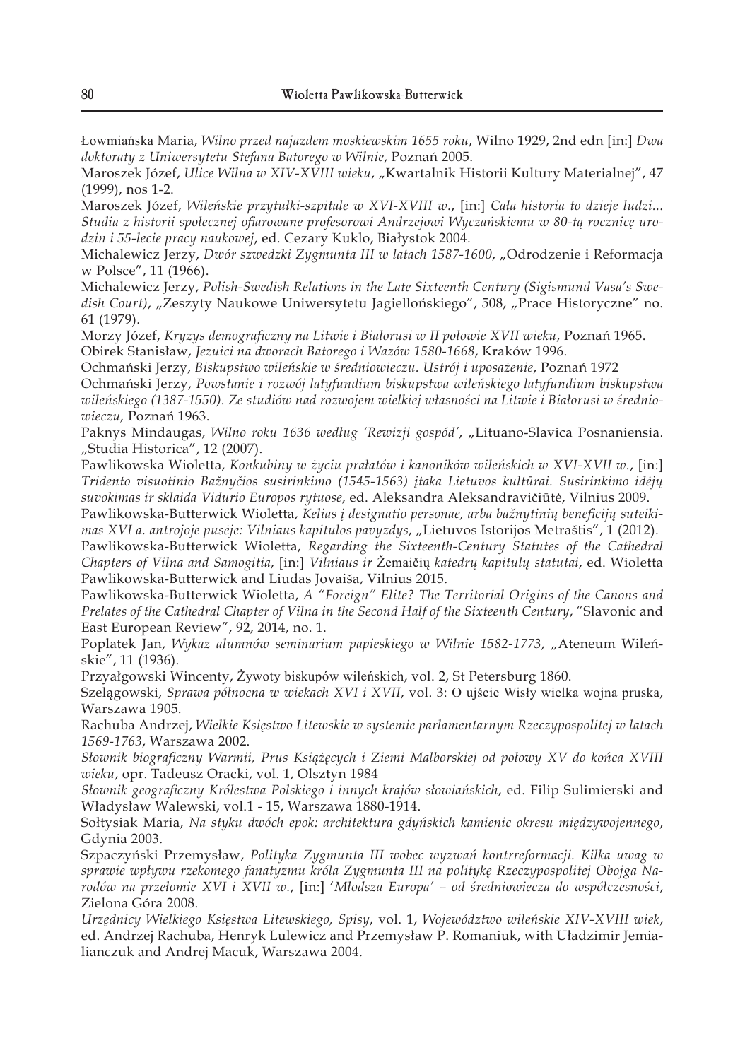Łowmiańska Maria, *Wilno przed najazdem moskiewskim 1655 roku*, Wilno 1929, 2nd edn [in:] *Dwa doktoraty z Uniwersytetu Stefana Batorego w Wilnie*, Poznań 2005.

Maroszek Józef, *Ulice Wilna w XIV-XVIII wieku*, „Kwartalnik Historii Kultury Materialnej", 47 (1999), nos 1-2.

Maroszek Józef, *Wileńskie przytułki-szpitale w XVI-XVIII w.*, [in:] *Cała historia to dzieje ludzi... Studia z historii społecznej ofiarowane profesorowi Andrzejowi Wyczańskiemu w 80-tą rocznicę urodzin i 55-lecie pracy naukowej*, ed. Cezary Kuklo, Białystok 2004.

Michalewicz Jerzy, *Dwór szwedzki Zygmunta III w latach 1587-1600*, „Odrodzenie i Reformacja w Polsce", 11 (1966).

Michalewicz Jerzy, *Polish-Swedish Relations in the Late Sixteenth Century (Sigismund Vasa's Swedish Court)*, „Zeszyty Naukowe Uniwersytetu Jagiellońskiego", 508, „Prace Historyczne" no. 61 (1979).

Morzy Józef, *Kryzys demograficzny na Litwie i Białorusi w II połowie XVII wieku*, Poznań 1965.

Obirek Stanisław, *Jezuici na dworach Batorego i Wazów 1580-1668*, Kraków 1996.

Ochmański Jerzy, *Biskupstwo wileńskie w średniowieczu. Ustrój i uposażenie*, Poznań 1972

Ochmański Jerzy, *Powstanie i rozwój latyfundium biskupstwa wileńskiego latyfundium biskupstwa wileńskiego (1387-1550). Ze studiów nad rozwojem wielkiej własności na Litwie i Białorusi w średniowieczu,* Poznań 1963.

Paknys Mindaugas, *Wilno roku 1636 według 'Rewizji gospód'*, „Lituano-Slavica Posnaniensia. „Studia Historica", 12 (2007).

Pawlikowska Wioletta, *Konkubiny w życiu prałatów i kanoników wileńskich w XVI-XVII w.*, [in:] *Tridento visuotinio Bažnyčios susirinkimo (1545-1563) įtaka Lietuvos kultūrai. Susirinkimo idėjų suvokimas ir sklaida Vidurio Europos rytuose*, ed. Aleksandra Aleksandravičiūtė, Vilnius 2009.

Pawlikowska-Butterwick Wioletta, *Kelias į designatio personae, arba bažnytinių beneficijų suteikimas XVI a. antrojoje pusėje: Vilniaus kapitulos pavyzdys*, „Lietuvos Istorijos Metraštis", 1 (2012).

Pawlikowska-Butterwick Wioletta, *Regarding the Sixteenth-Century Statutes of the Cathedral Chapters of Vilna and Samogitia*, [in:] *Vilniaus ir* Žemaičių *katedrų kapitulų statutai*, ed. Wioletta Pawlikowska-Butterwick and Liudas Jovaiša, Vilnius 2015.

Pawlikowska-Butterwick Wioletta, *A "Foreign" Elite? The Territorial Origins of the Canons and Prelates of the Cathedral Chapter of Vilna in the Second Half of the Sixteenth Century*, "Slavonic and East European Review", 92, 2014, no. 1.

Poplatek Jan, *Wykaz alumnów seminarium papieskiego w Wilnie 1582-1773*, „Ateneum Wileńskie", 11 (1936).

Przyałgowski Wincenty, Żywoty biskupów wileńskich, vol. 2, St Petersburg 1860.

Szelągowski, *Sprawa północna w wiekach XVI i XVII*, vol. 3: O ujście Wisły wielka wojna pruska, Warszawa 1905.

Rachuba Andrzej, *Wielkie Księstwo Litewskie w systemie parlamentarnym Rzeczypospolitej w latach 1569-1763*, Warszawa 2002.

*Słownik biograficzny Warmii, Prus Książęcych i Ziemi Malborskiej od połowy XV do końca XVIII wieku*, opr. Tadeusz Oracki, vol. 1, Olsztyn 1984

*Słownik geograficzny Królestwa Polskiego i innych krajów słowiańskich*, ed. Filip Sulimierski and Władysław Walewski, vol.1 - 15, Warszawa 1880-1914.

Sołtysiak Maria, *Na styku dwóch epok: architektura gdyńskich kamienic okresu międzywojennego*, Gdynia 2003.

Szpaczyński Przemysław, *Polityka Zygmunta III wobec wyzwań kontrreformacji. Kilka uwag w sprawie wpływu rzekomego fanatyzmu króla Zygmunta III na politykę Rzeczypospolitej Obojga Narodów na przełomie XVI i XVII w.*, [in:] *'Młodsza Europa' – od średniowiecza do współczesności*, Zielona Góra 2008.

*Urzędnicy Wielkiego Księstwa Litewskiego, Spisy*, vol. 1, *Województwo wileńskie XIV-XVIII wiek*, ed. Andrzej Rachuba, Henryk Lulewicz and Przemysław P. Romaniuk, with Uładzimir Jemialianczuk and Andrej Macuk, Warszawa 2004.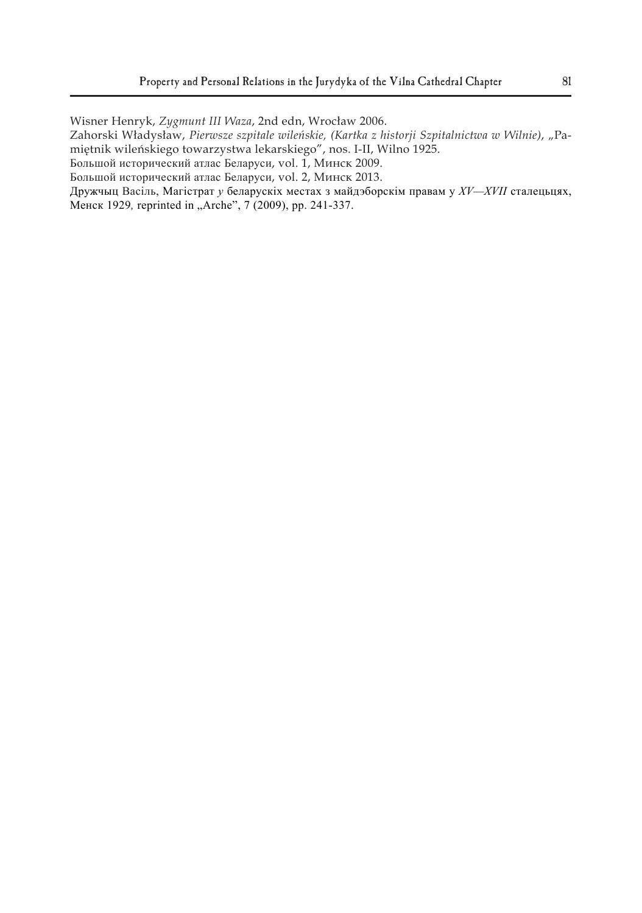Wisner Henryk, *Zygmunt III Waza*, 2nd edn, Wrocław 2006.

Zahorski Władysław, *Pierwsze szpitale wileńskie, (Kartka z historji Szpitalnictwa w Wilnie)*, „Pamiętnik wileńskiego towarzystwa lekarskiego", nos. I-II, Wilno 1925.

Большой исторический атлас Беларуси, vol. 1, Минск 2009.

Большой исторический атлас Беларуси, vol. 2, Минск 2013.

Дружчыц Васіль, Магістрат *у* беларускіх местах з майдэборскім правам у *XV—XVII* сталецьцях, Менск 1929, reprinted in „Arche", 7 (2009), pp. 241-337.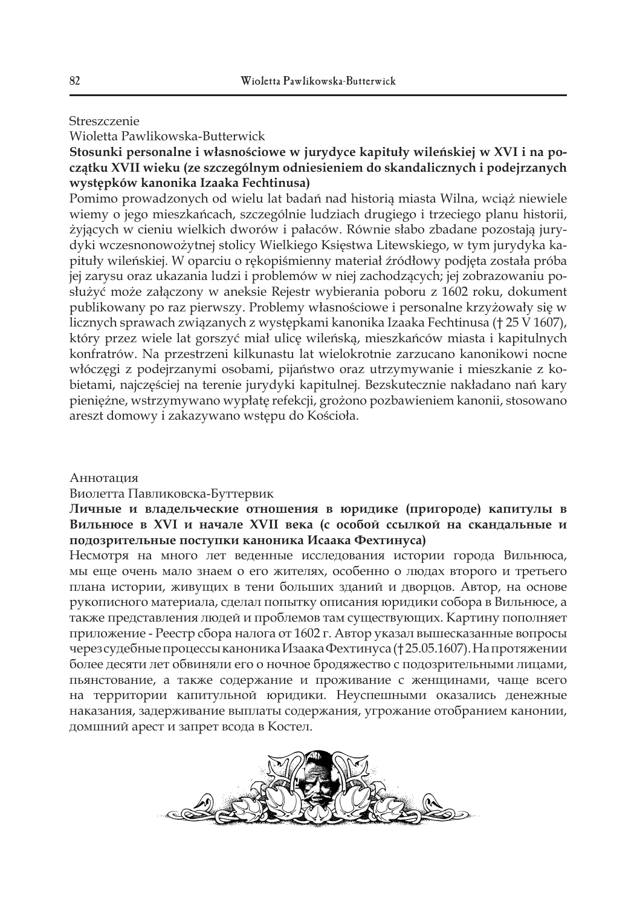Streszczenie

Wioletta Pawlikowska-Butterwick

**Stosunki personalne i własnościowe w jurydyce kapituły wileńskiej w XVI i na początku XVII wieku (ze szczególnym odniesieniem do skandalicznych i podejrzanych występków kanonika Izaaka Fechtinusa)**

Pomimo prowadzonych od wielu lat badań nad historią miasta Wilna, wciąż niewiele wiemy o jego mieszkańcach, szczególnie ludziach drugiego i trzeciego planu historii, żyjących w cieniu wielkich dworów i pałaców. Równie słabo zbadane pozostają jurydyki wczesnonowożytnej stolicy Wielkiego Księstwa Litewskiego, w tym jurydyka kapituły wileńskiej. W oparciu o rękopiśmienny materiał źródłowy podjęta została próba jej zarysu oraz ukazania ludzi i problemów w niej zachodzących; jej zobrazowaniu posłużyć może załączony w aneksie Rejestr wybierania poboru z 1602 roku, dokument publikowany po raz pierwszy. Problemy własnościowe i personalne krzyżowały się w licznych sprawach związanych z występkami kanonika Izaaka Fechtinusa († 25 V 1607), który przez wiele lat gorszyć miał ulicę wileńską, mieszkańców miasta i kapitulnych konfratrów. Na przestrzeni kilkunastu lat wielokrotnie zarzucano kanonikowi nocne włóczęgi z podejrzanymi osobami, pijaństwo oraz utrzymywanie i mieszkanie z kobietami, najczęściej na terenie jurydyki kapitulnej. Bezskutecznie nakładano nań kary pieniężne, wstrzymywano wypłatę refekcji, grożono pozbawieniem kanonii, stosowano areszt domowy i zakazywano wstępu do Kościoła.

Аннотация

Виолетта Павликовска-Буттервик

**Личные и владельческие отношения в юридике (пригороде) капитулы в Вильнюсе в XVI и начале XVII века (с особой ссылкой на скандальные и подозрительные поступки каноника Исаака Фехтинуса)**

Несмотря на много лет веденные исследования истории города Вильнюса, мы еще очень мало знаем о его жителях, особенно о людах второго и третьего плана истории, живущих в тени больших зданий и дворцов. Автор, на основе рукописного материала, сделал попытку описания юридики собора в Вильнюсе, а также представления людей и проблемов там существующих. Картину пополняет приложение - Реестр сбора налога от 1602 г. Автор указал вышесказанные вопросы через судебные процессы каноника Изаака Фехтинуса († 25.05.1607). На протяжении более десяти лет обвиняли его о ночное бродяжество с подозрительными лицами, пьянстование, а также содержание и проживание с женщинами, чаще всего на территории капитульной юридики. Неуспешными оказались денежные наказания, задерживание выплаты содержания, угрожание отобранием канонии, домшний арест и запрет всода в Костел.